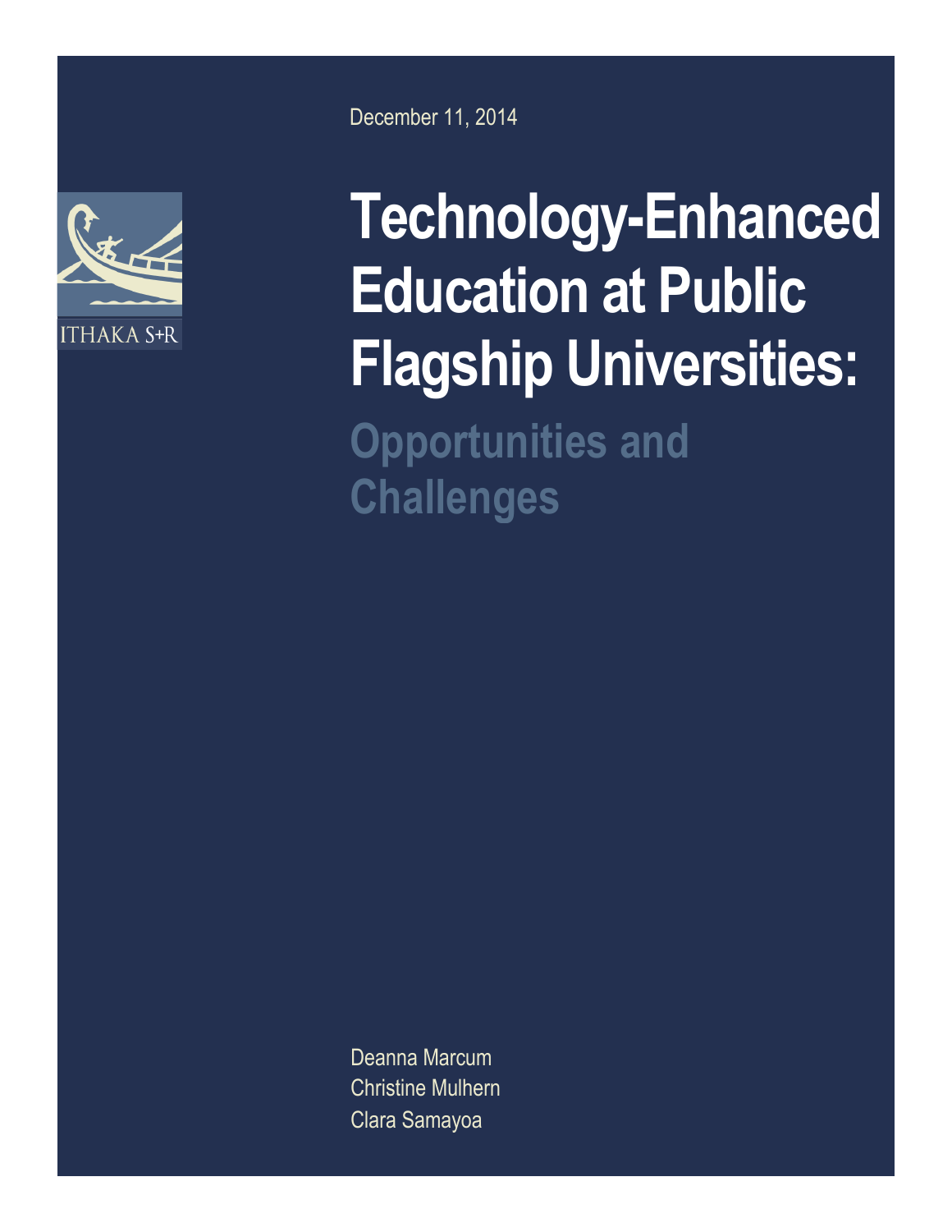ITHAKA S+R

December 11, 2014

# Technology-Enhanced Education at Public Flagship Universities:

## Opportunities and Challenges

Deanna Marcum
Christine Mulhern
Clara Samayoa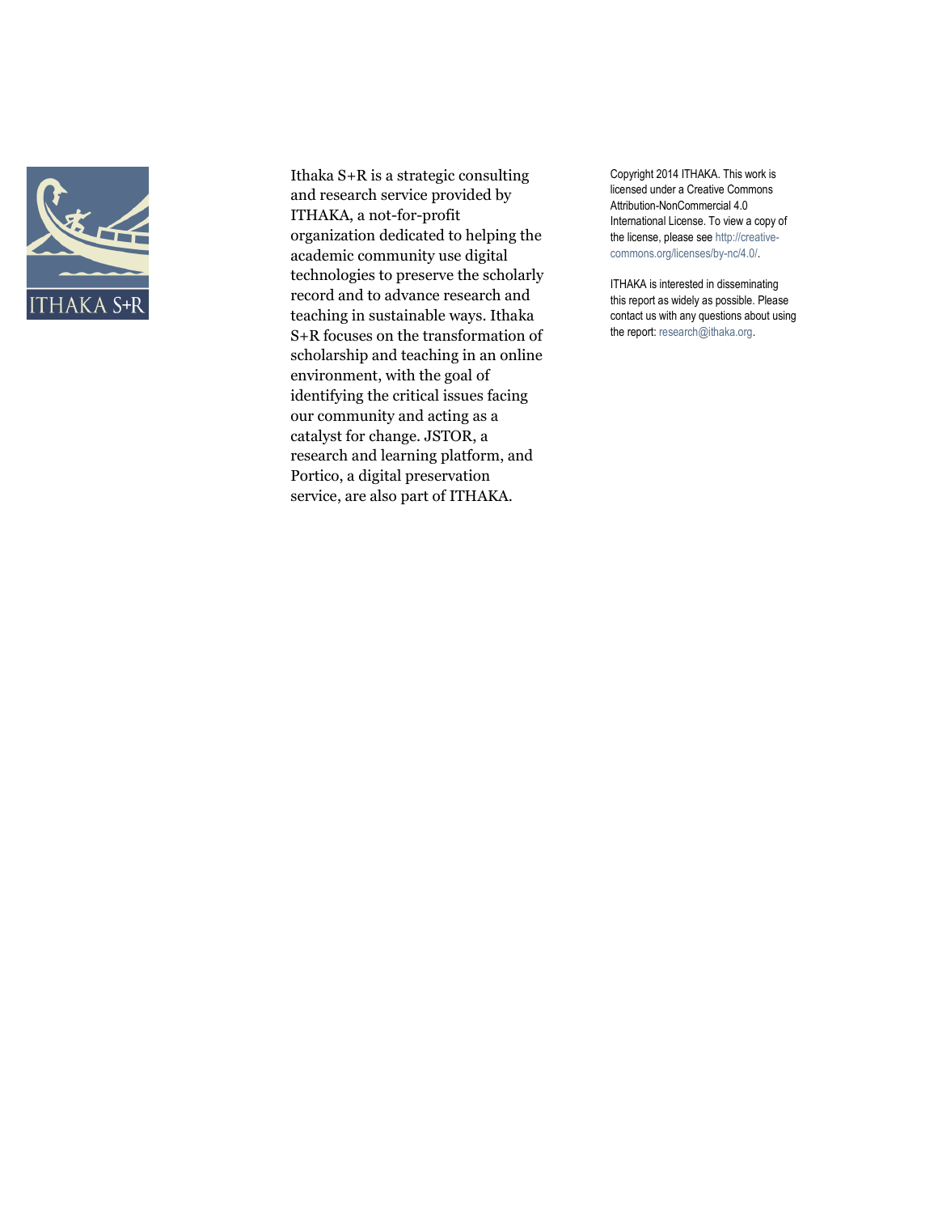Ithaka S+R is a strategic consulting and research service provided by ITHAKA, a not-for-profit organization dedicated to helping the academic community use digital technologies to preserve the scholarly record and to advance research and teaching in sustainable ways. Ithaka S+R focuses on the transformation of scholarship and teaching in an online environment, with the goal of identifying the critical issues facing our community and acting as a catalyst for change. JSTOR, a research and learning platform, and Portico, a digital preservation service, are also part of ITHAKA.

Copyright 2014 ITHAKA. This work is licensed under a Creative Commons Attribution-NonCommercial 4.0 International License. To view a copy of the license, please see http://creativecommons.org/licenses/by-nc/4.0/.

ITHAKA is interested in disseminating this report as widely as possible. Please contact us with any questions about using the report: research@ithaka.org.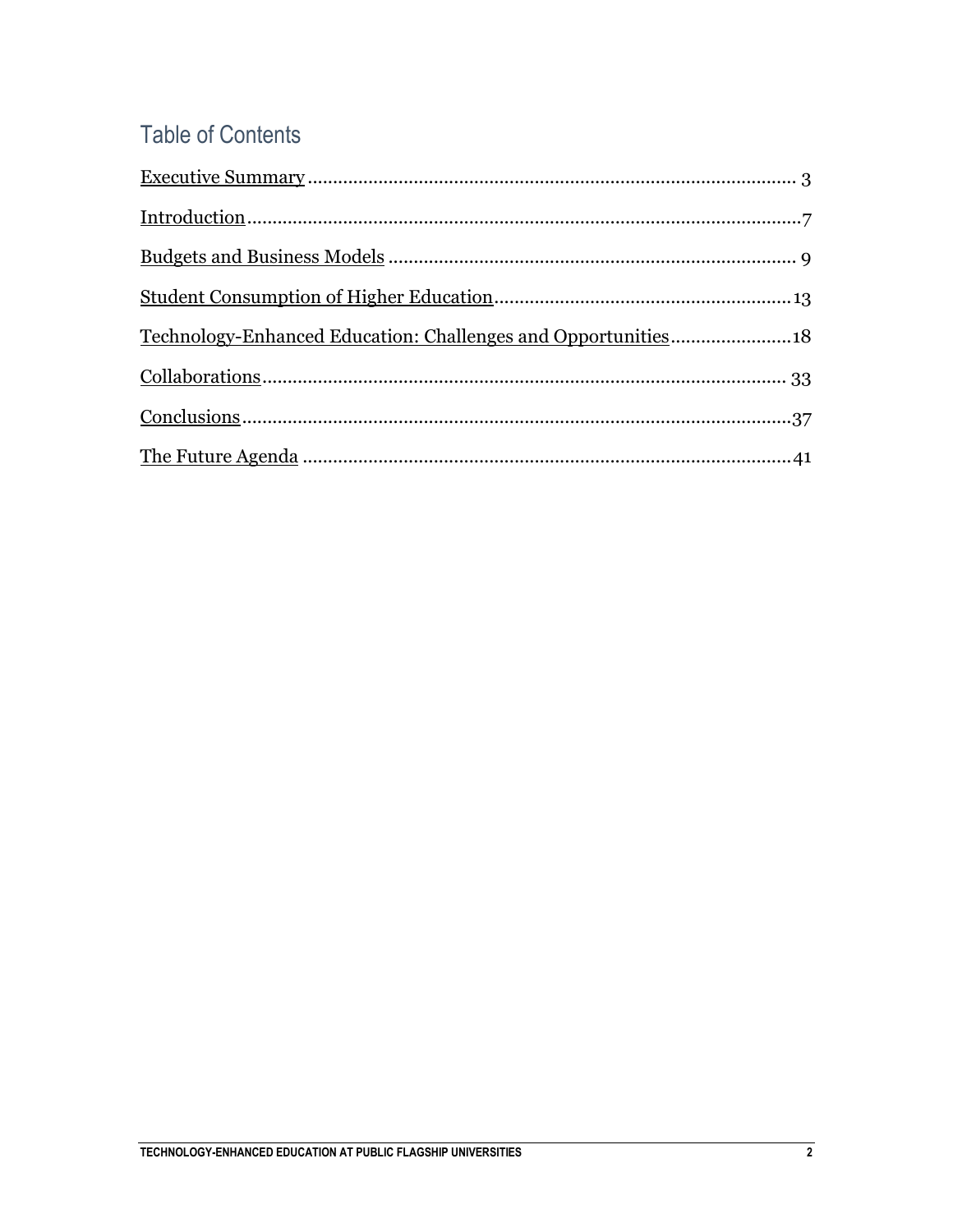## Table of Contents

Executive Summary ........................................................................................ 3

Introduction........................................................................................................7

Budgets and Business Models ........................................................................ 9

Student Consumption of Higher Education..................................................13

Technology-Enhanced Education: Challenges and Opportunities.......................18

Collaborations.................................................................................................. 33

Conclusions.......................................................................................................37

The Future Agenda ..........................................................................................41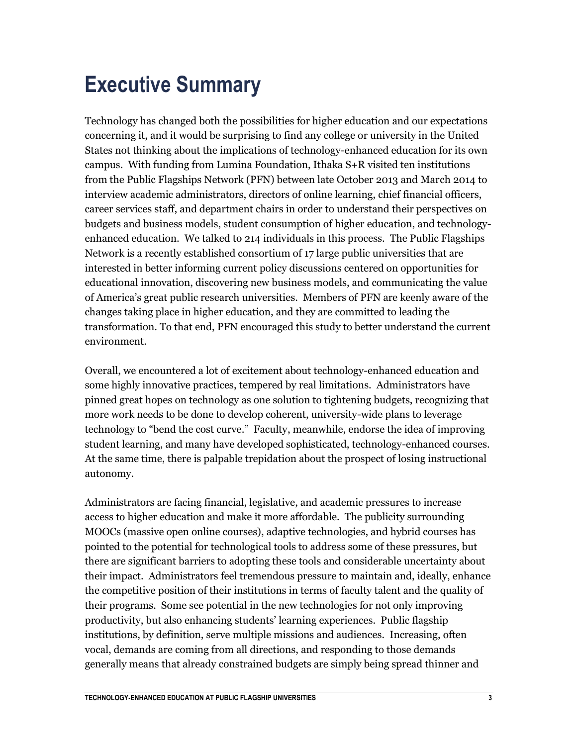# Executive Summary

Technology has changed both the possibilities for higher education and our expectations concerning it, and it would be surprising to find any college or university in the United States not thinking about the implications of technology-enhanced education for its own campus. With funding from Lumina Foundation, Ithaka S+R visited ten institutions from the Public Flagships Network (PFN) between late October 2013 and March 2014 to interview academic administrators, directors of online learning, chief financial officers, career services staff, and department chairs in order to understand their perspectives on budgets and business models, student consumption of higher education, and technology-enhanced education. We talked to 214 individuals in this process. The Public Flagships Network is a recently established consortium of 17 large public universities that are interested in better informing current policy discussions centered on opportunities for educational innovation, discovering new business models, and communicating the value of America's great public research universities. Members of PFN are keenly aware of the changes taking place in higher education, and they are committed to leading the transformation. To that end, PFN encouraged this study to better understand the current environment.

Overall, we encountered a lot of excitement about technology-enhanced education and some highly innovative practices, tempered by real limitations. Administrators have pinned great hopes on technology as one solution to tightening budgets, recognizing that more work needs to be done to develop coherent, university-wide plans to leverage technology to "bend the cost curve." Faculty, meanwhile, endorse the idea of improving student learning, and many have developed sophisticated, technology-enhanced courses. At the same time, there is palpable trepidation about the prospect of losing instructional autonomy.

Administrators are facing financial, legislative, and academic pressures to increase access to higher education and make it more affordable. The publicity surrounding MOOCs (massive open online courses), adaptive technologies, and hybrid courses has pointed to the potential for technological tools to address some of these pressures, but there are significant barriers to adopting these tools and considerable uncertainty about their impact. Administrators feel tremendous pressure to maintain and, ideally, enhance the competitive position of their institutions in terms of faculty talent and the quality of their programs. Some see potential in the new technologies for not only improving productivity, but also enhancing students' learning experiences. Public flagship institutions, by definition, serve multiple missions and audiences. Increasing, often vocal, demands are coming from all directions, and responding to those demands generally means that already constrained budgets are simply being spread thinner and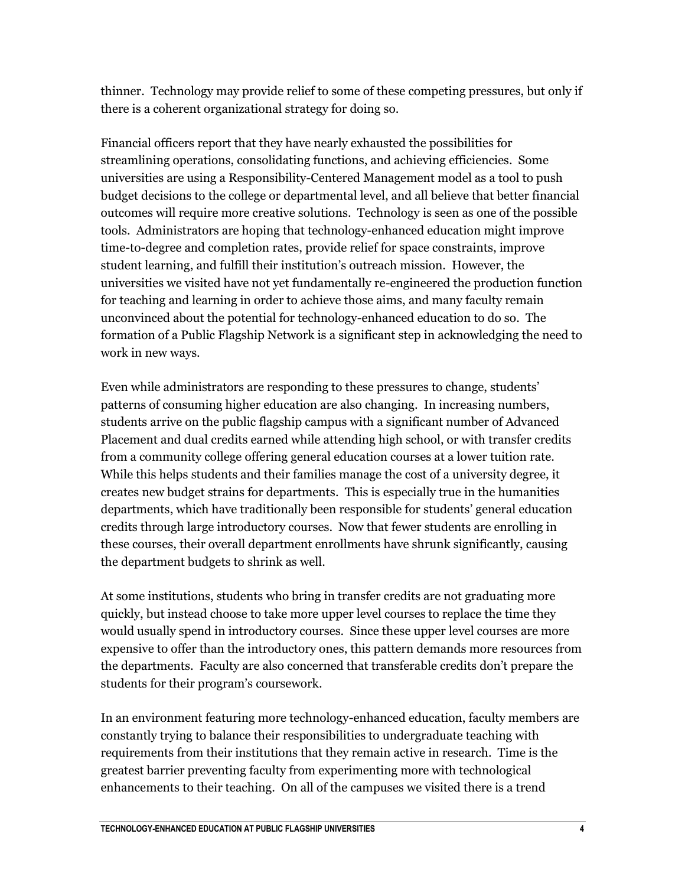thinner. Technology may provide relief to some of these competing pressures, but only if there is a coherent organizational strategy for doing so.

Financial officers report that they have nearly exhausted the possibilities for streamlining operations, consolidating functions, and achieving efficiencies. Some universities are using a Responsibility-Centered Management model as a tool to push budget decisions to the college or departmental level, and all believe that better financial outcomes will require more creative solutions. Technology is seen as one of the possible tools. Administrators are hoping that technology-enhanced education might improve time-to-degree and completion rates, provide relief for space constraints, improve student learning, and fulfill their institution's outreach mission. However, the universities we visited have not yet fundamentally re-engineered the production function for teaching and learning in order to achieve those aims, and many faculty remain unconvinced about the potential for technology-enhanced education to do so. The formation of a Public Flagship Network is a significant step in acknowledging the need to work in new ways.

Even while administrators are responding to these pressures to change, students' patterns of consuming higher education are also changing. In increasing numbers, students arrive on the public flagship campus with a significant number of Advanced Placement and dual credits earned while attending high school, or with transfer credits from a community college offering general education courses at a lower tuition rate. While this helps students and their families manage the cost of a university degree, it creates new budget strains for departments. This is especially true in the humanities departments, which have traditionally been responsible for students' general education credits through large introductory courses. Now that fewer students are enrolling in these courses, their overall department enrollments have shrunk significantly, causing the department budgets to shrink as well.

At some institutions, students who bring in transfer credits are not graduating more quickly, but instead choose to take more upper level courses to replace the time they would usually spend in introductory courses. Since these upper level courses are more expensive to offer than the introductory ones, this pattern demands more resources from the departments. Faculty are also concerned that transferable credits don't prepare the students for their program's coursework.

In an environment featuring more technology-enhanced education, faculty members are constantly trying to balance their responsibilities to undergraduate teaching with requirements from their institutions that they remain active in research. Time is the greatest barrier preventing faculty from experimenting more with technological enhancements to their teaching. On all of the campuses we visited there is a trend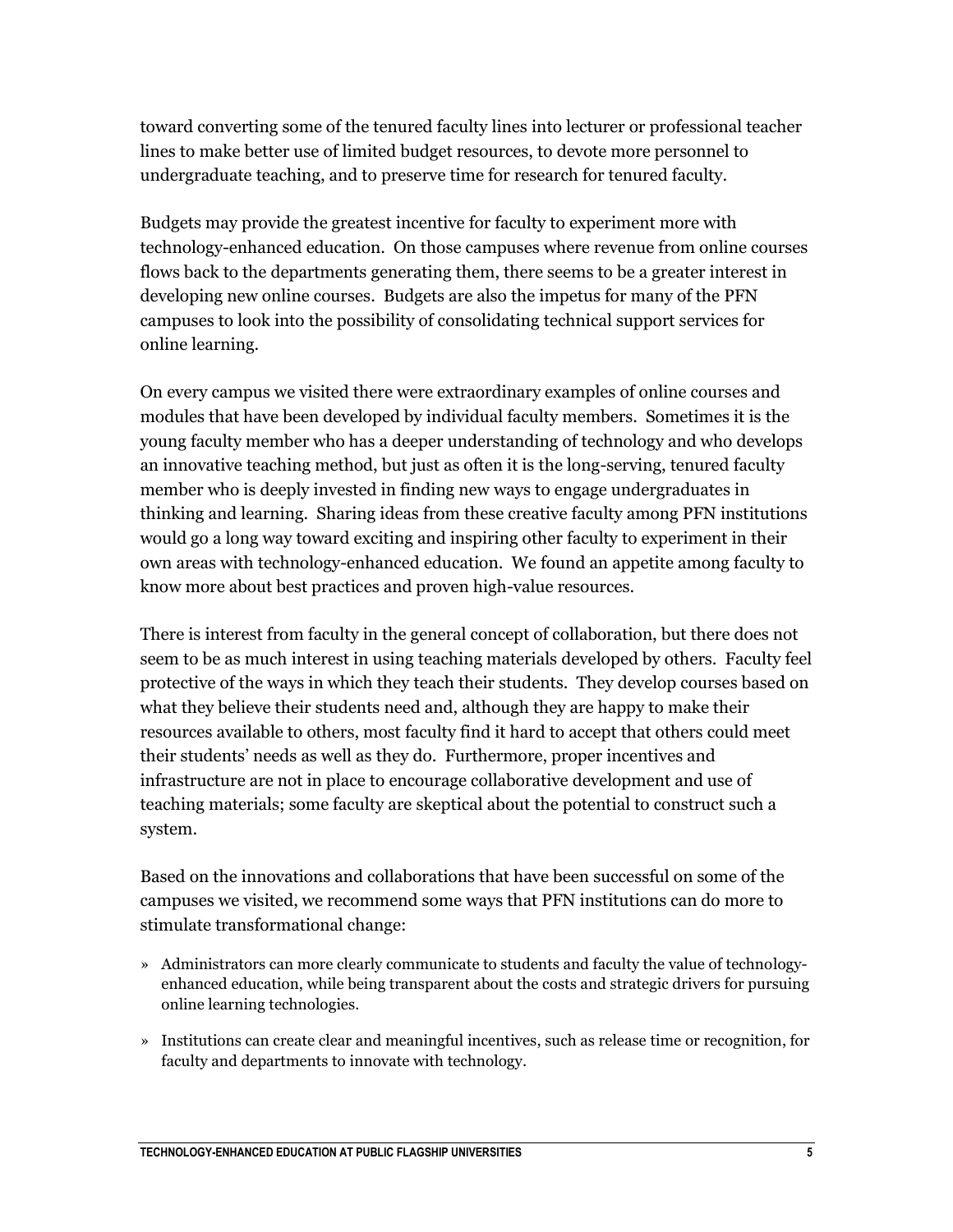toward converting some of the tenured faculty lines into lecturer or professional teacher lines to make better use of limited budget resources, to devote more personnel to undergraduate teaching, and to preserve time for research for tenured faculty.

Budgets may provide the greatest incentive for faculty to experiment more with technology-enhanced education. On those campuses where revenue from online courses flows back to the departments generating them, there seems to be a greater interest in developing new online courses. Budgets are also the impetus for many of the PFN campuses to look into the possibility of consolidating technical support services for online learning.

On every campus we visited there were extraordinary examples of online courses and modules that have been developed by individual faculty members. Sometimes it is the young faculty member who has a deeper understanding of technology and who develops an innovative teaching method, but just as often it is the long-serving, tenured faculty member who is deeply invested in finding new ways to engage undergraduates in thinking and learning. Sharing ideas from these creative faculty among PFN institutions would go a long way toward exciting and inspiring other faculty to experiment in their own areas with technology-enhanced education. We found an appetite among faculty to know more about best practices and proven high-value resources.

There is interest from faculty in the general concept of collaboration, but there does not seem to be as much interest in using teaching materials developed by others. Faculty feel protective of the ways in which they teach their students. They develop courses based on what they believe their students need and, although they are happy to make their resources available to others, most faculty find it hard to accept that others could meet their students' needs as well as they do. Furthermore, proper incentives and infrastructure are not in place to encourage collaborative development and use of teaching materials; some faculty are skeptical about the potential to construct such a system.

Based on the innovations and collaborations that have been successful on some of the campuses we visited, we recommend some ways that PFN institutions can do more to stimulate transformational change:

- Administrators can more clearly communicate to students and faculty the value of technology-enhanced education, while being transparent about the costs and strategic drivers for pursuing online learning technologies.
- Institutions can create clear and meaningful incentives, such as release time or recognition, for faculty and departments to innovate with technology.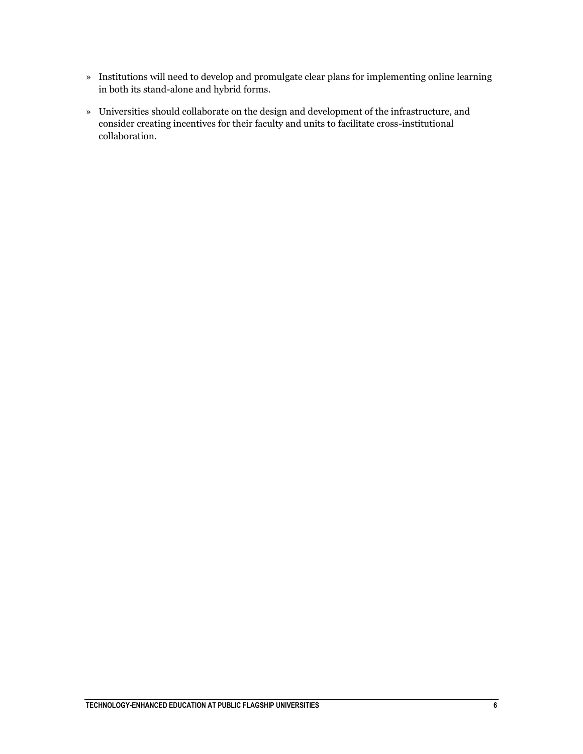- Institutions will need to develop and promulgate clear plans for implementing online learning in both its stand-alone and hybrid forms.
- Universities should collaborate on the design and development of the infrastructure, and consider creating incentives for their faculty and units to facilitate cross-institutional collaboration.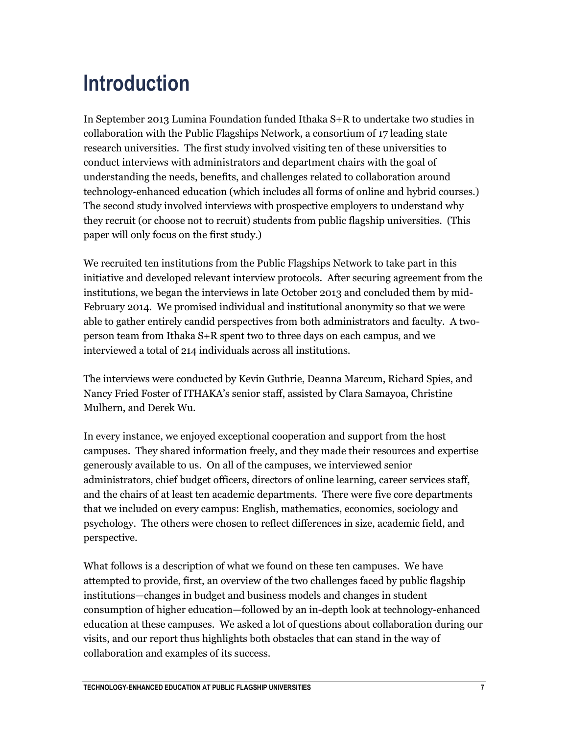# Introduction

In September 2013 Lumina Foundation funded Ithaka S+R to undertake two studies in collaboration with the Public Flagships Network, a consortium of 17 leading state research universities. The first study involved visiting ten of these universities to conduct interviews with administrators and department chairs with the goal of understanding the needs, benefits, and challenges related to collaboration around technology-enhanced education (which includes all forms of online and hybrid courses.) The second study involved interviews with prospective employers to understand why they recruit (or choose not to recruit) students from public flagship universities. (This paper will only focus on the first study.)

We recruited ten institutions from the Public Flagships Network to take part in this initiative and developed relevant interview protocols. After securing agreement from the institutions, we began the interviews in late October 2013 and concluded them by mid-February 2014. We promised individual and institutional anonymity so that we were able to gather entirely candid perspectives from both administrators and faculty. A two-person team from Ithaka S+R spent two to three days on each campus, and we interviewed a total of 214 individuals across all institutions.

The interviews were conducted by Kevin Guthrie, Deanna Marcum, Richard Spies, and Nancy Fried Foster of ITHAKA's senior staff, assisted by Clara Samayoa, Christine Mulhern, and Derek Wu.

In every instance, we enjoyed exceptional cooperation and support from the host campuses. They shared information freely, and they made their resources and expertise generously available to us. On all of the campuses, we interviewed senior administrators, chief budget officers, directors of online learning, career services staff, and the chairs of at least ten academic departments. There were five core departments that we included on every campus: English, mathematics, economics, sociology and psychology. The others were chosen to reflect differences in size, academic field, and perspective.

What follows is a description of what we found on these ten campuses. We have attempted to provide, first, an overview of the two challenges faced by public flagship institutions—changes in budget and business models and changes in student consumption of higher education—followed by an in-depth look at technology-enhanced education at these campuses. We asked a lot of questions about collaboration during our visits, and our report thus highlights both obstacles that can stand in the way of collaboration and examples of its success.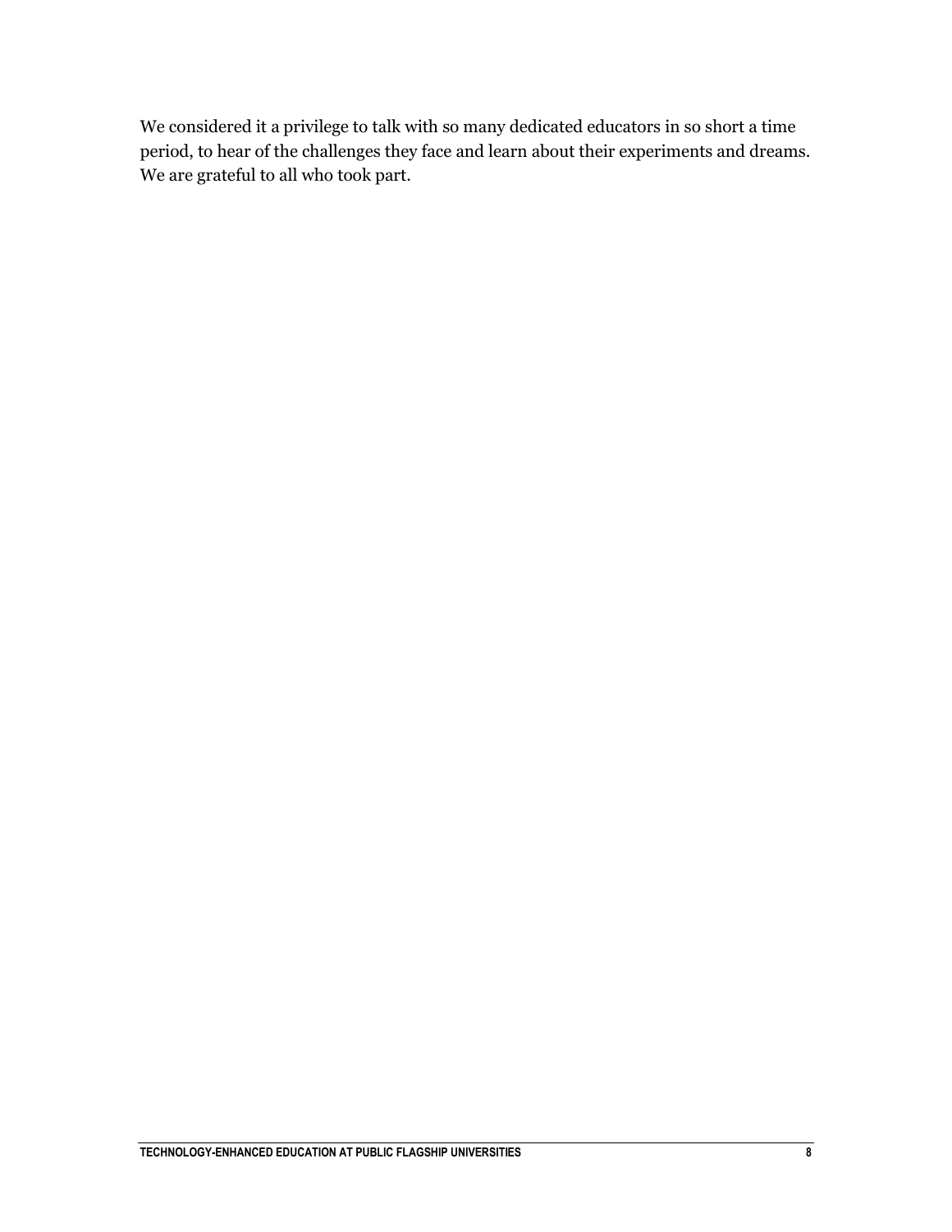We considered it a privilege to talk with so many dedicated educators in so short a time period, to hear of the challenges they face and learn about their experiments and dreams. We are grateful to all who took part.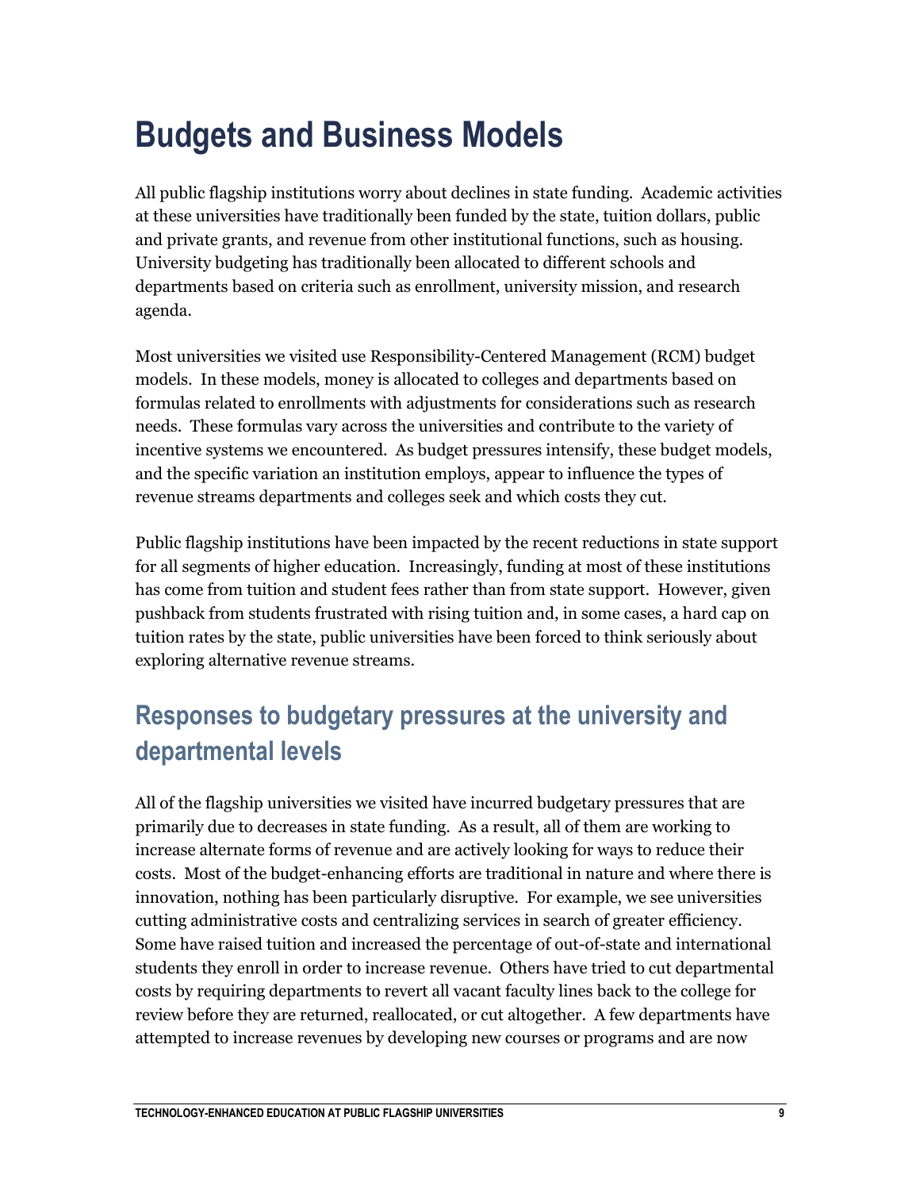# Budgets and Business Models

All public flagship institutions worry about declines in state funding. Academic activities at these universities have traditionally been funded by the state, tuition dollars, public and private grants, and revenue from other institutional functions, such as housing. University budgeting has traditionally been allocated to different schools and departments based on criteria such as enrollment, university mission, and research agenda.

Most universities we visited use Responsibility-Centered Management (RCM) budget models. In these models, money is allocated to colleges and departments based on formulas related to enrollments with adjustments for considerations such as research needs. These formulas vary across the universities and contribute to the variety of incentive systems we encountered. As budget pressures intensify, these budget models, and the specific variation an institution employs, appear to influence the types of revenue streams departments and colleges seek and which costs they cut.

Public flagship institutions have been impacted by the recent reductions in state support for all segments of higher education. Increasingly, funding at most of these institutions has come from tuition and student fees rather than from state support. However, given pushback from students frustrated with rising tuition and, in some cases, a hard cap on tuition rates by the state, public universities have been forced to think seriously about exploring alternative revenue streams.

## Responses to budgetary pressures at the university and departmental levels

All of the flagship universities we visited have incurred budgetary pressures that are primarily due to decreases in state funding. As a result, all of them are working to increase alternate forms of revenue and are actively looking for ways to reduce their costs. Most of the budget-enhancing efforts are traditional in nature and where there is innovation, nothing has been particularly disruptive. For example, we see universities cutting administrative costs and centralizing services in search of greater efficiency. Some have raised tuition and increased the percentage of out-of-state and international students they enroll in order to increase revenue. Others have tried to cut departmental costs by requiring departments to revert all vacant faculty lines back to the college for review before they are returned, reallocated, or cut altogether. A few departments have attempted to increase revenues by developing new courses or programs and are now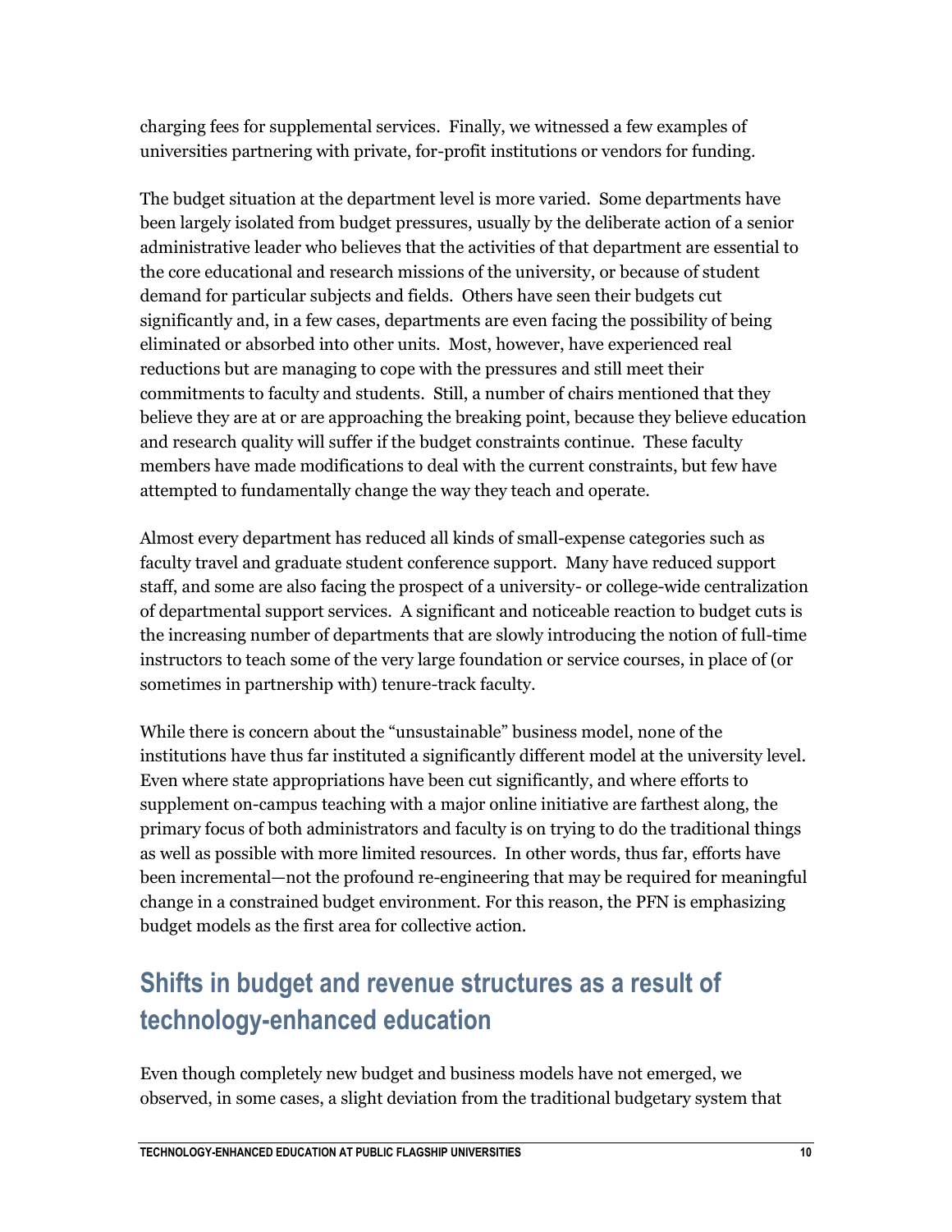charging fees for supplemental services. Finally, we witnessed a few examples of universities partnering with private, for-profit institutions or vendors for funding.

The budget situation at the department level is more varied. Some departments have been largely isolated from budget pressures, usually by the deliberate action of a senior administrative leader who believes that the activities of that department are essential to the core educational and research missions of the university, or because of student demand for particular subjects and fields. Others have seen their budgets cut significantly and, in a few cases, departments are even facing the possibility of being eliminated or absorbed into other units. Most, however, have experienced real reductions but are managing to cope with the pressures and still meet their commitments to faculty and students. Still, a number of chairs mentioned that they believe they are at or are approaching the breaking point, because they believe education and research quality will suffer if the budget constraints continue. These faculty members have made modifications to deal with the current constraints, but few have attempted to fundamentally change the way they teach and operate.

Almost every department has reduced all kinds of small-expense categories such as faculty travel and graduate student conference support. Many have reduced support staff, and some are also facing the prospect of a university- or college-wide centralization of departmental support services. A significant and noticeable reaction to budget cuts is the increasing number of departments that are slowly introducing the notion of full-time instructors to teach some of the very large foundation or service courses, in place of (or sometimes in partnership with) tenure-track faculty.

While there is concern about the "unsustainable" business model, none of the institutions have thus far instituted a significantly different model at the university level. Even where state appropriations have been cut significantly, and where efforts to supplement on-campus teaching with a major online initiative are farthest along, the primary focus of both administrators and faculty is on trying to do the traditional things as well as possible with more limited resources. In other words, thus far, efforts have been incremental—not the profound re-engineering that may be required for meaningful change in a constrained budget environment. For this reason, the PFN is emphasizing budget models as the first area for collective action.

## Shifts in budget and revenue structures as a result of technology-enhanced education

Even though completely new budget and business models have not emerged, we observed, in some cases, a slight deviation from the traditional budgetary system that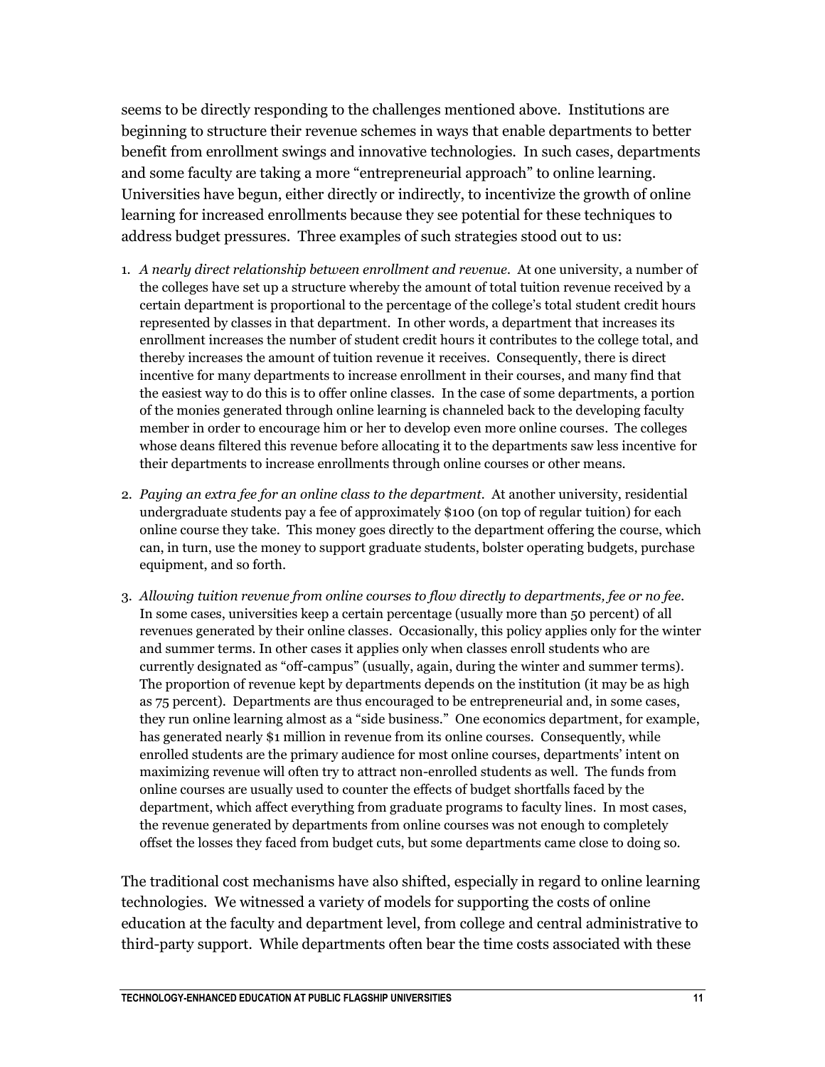seems to be directly responding to the challenges mentioned above. Institutions are beginning to structure their revenue schemes in ways that enable departments to better benefit from enrollment swings and innovative technologies. In such cases, departments and some faculty are taking a more "entrepreneurial approach" to online learning. Universities have begun, either directly or indirectly, to incentivize the growth of online learning for increased enrollments because they see potential for these techniques to address budget pressures. Three examples of such strategies stood out to us:

1. *A nearly direct relationship between enrollment and revenue.* At one university, a number of the colleges have set up a structure whereby the amount of total tuition revenue received by a certain department is proportional to the percentage of the college's total student credit hours represented by classes in that department. In other words, a department that increases its enrollment increases the number of student credit hours it contributes to the college total, and thereby increases the amount of tuition revenue it receives. Consequently, there is direct incentive for many departments to increase enrollment in their courses, and many find that the easiest way to do this is to offer online classes. In the case of some departments, a portion of the monies generated through online learning is channeled back to the developing faculty member in order to encourage him or her to develop even more online courses. The colleges whose deans filtered this revenue before allocating it to the departments saw less incentive for their departments to increase enrollments through online courses or other means.

2. *Paying an extra fee for an online class to the department.* At another university, residential undergraduate students pay a fee of approximately $100 (on top of regular tuition) for each online course they take. This money goes directly to the department offering the course, which can, in turn, use the money to support graduate students, bolster operating budgets, purchase equipment, and so forth.

3. *Allowing tuition revenue from online courses to flow directly to departments, fee or no fee.* In some cases, universities keep a certain percentage (usually more than 50 percent) of all revenues generated by their online classes. Occasionally, this policy applies only for the winter and summer terms. In other cases it applies only when classes enroll students who are currently designated as "off-campus" (usually, again, during the winter and summer terms). The proportion of revenue kept by departments depends on the institution (it may be as high as 75 percent). Departments are thus encouraged to be entrepreneurial and, in some cases, they run online learning almost as a "side business." One economics department, for example, has generated nearly $1 million in revenue from its online courses. Consequently, while enrolled students are the primary audience for most online courses, departments' intent on maximizing revenue will often try to attract non-enrolled students as well. The funds from online courses are usually used to counter the effects of budget shortfalls faced by the department, which affect everything from graduate programs to faculty lines. In most cases, the revenue generated by departments from online courses was not enough to completely offset the losses they faced from budget cuts, but some departments came close to doing so.

The traditional cost mechanisms have also shifted, especially in regard to online learning technologies. We witnessed a variety of models for supporting the costs of online education at the faculty and department level, from college and central administrative to third-party support. While departments often bear the time costs associated with these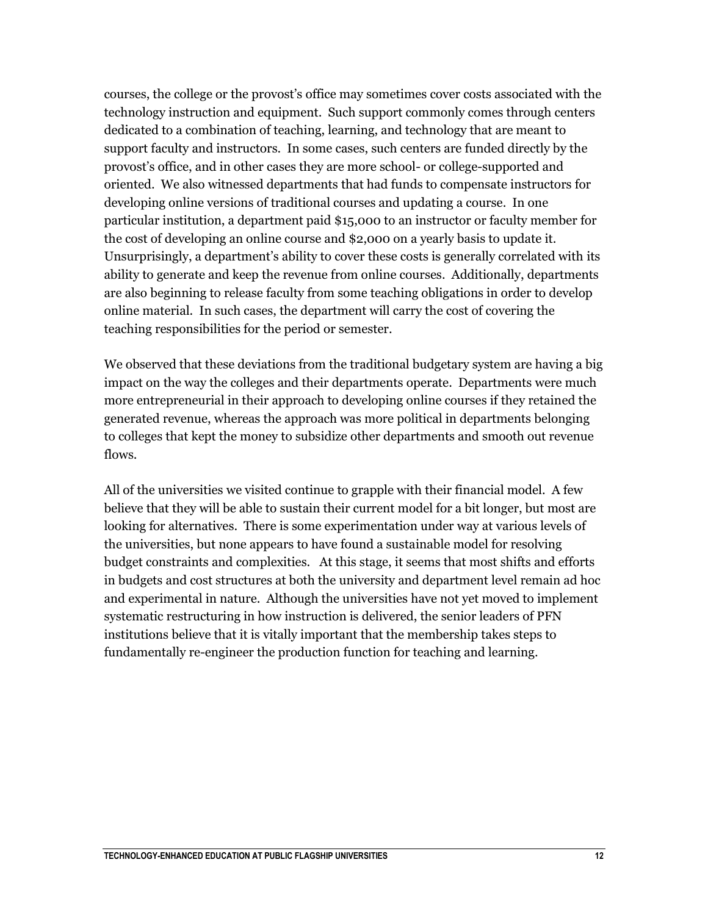courses, the college or the provost's office may sometimes cover costs associated with the technology instruction and equipment. Such support commonly comes through centers dedicated to a combination of teaching, learning, and technology that are meant to support faculty and instructors. In some cases, such centers are funded directly by the provost's office, and in other cases they are more school- or college-supported and oriented. We also witnessed departments that had funds to compensate instructors for developing online versions of traditional courses and updating a course. In one particular institution, a department paid $15,000 to an instructor or faculty member for the cost of developing an online course and $2,000 on a yearly basis to update it. Unsurprisingly, a department's ability to cover these costs is generally correlated with its ability to generate and keep the revenue from online courses. Additionally, departments are also beginning to release faculty from some teaching obligations in order to develop online material. In such cases, the department will carry the cost of covering the teaching responsibilities for the period or semester.

We observed that these deviations from the traditional budgetary system are having a big impact on the way the colleges and their departments operate. Departments were much more entrepreneurial in their approach to developing online courses if they retained the generated revenue, whereas the approach was more political in departments belonging to colleges that kept the money to subsidize other departments and smooth out revenue flows.

All of the universities we visited continue to grapple with their financial model. A few believe that they will be able to sustain their current model for a bit longer, but most are looking for alternatives. There is some experimentation under way at various levels of the universities, but none appears to have found a sustainable model for resolving budget constraints and complexities. At this stage, it seems that most shifts and efforts in budgets and cost structures at both the university and department level remain ad hoc and experimental in nature. Although the universities have not yet moved to implement systematic restructuring in how instruction is delivered, the senior leaders of PFN institutions believe that it is vitally important that the membership takes steps to fundamentally re-engineer the production function for teaching and learning.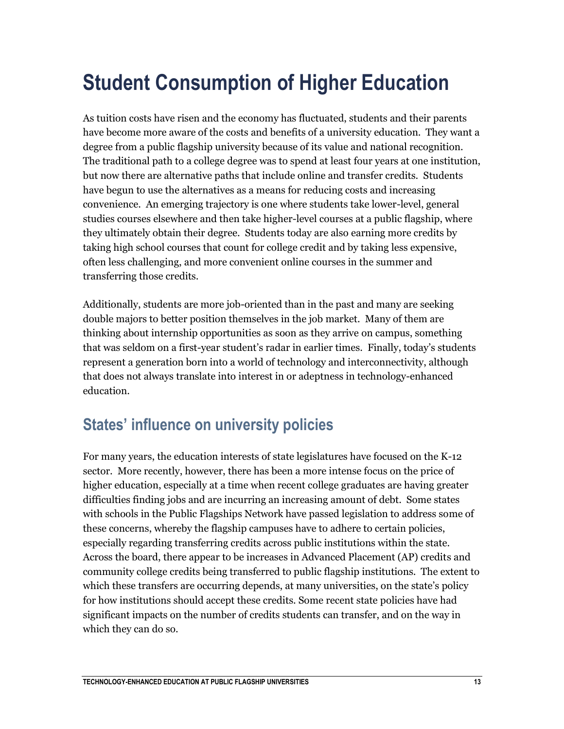# Student Consumption of Higher Education

As tuition costs have risen and the economy has fluctuated, students and their parents have become more aware of the costs and benefits of a university education. They want a degree from a public flagship university because of its value and national recognition. The traditional path to a college degree was to spend at least four years at one institution, but now there are alternative paths that include online and transfer credits. Students have begun to use the alternatives as a means for reducing costs and increasing convenience. An emerging trajectory is one where students take lower-level, general studies courses elsewhere and then take higher-level courses at a public flagship, where they ultimately obtain their degree. Students today are also earning more credits by taking high school courses that count for college credit and by taking less expensive, often less challenging, and more convenient online courses in the summer and transferring those credits.

Additionally, students are more job-oriented than in the past and many are seeking double majors to better position themselves in the job market. Many of them are thinking about internship opportunities as soon as they arrive on campus, something that was seldom on a first-year student's radar in earlier times. Finally, today's students represent a generation born into a world of technology and interconnectivity, although that does not always translate into interest in or adeptness in technology-enhanced education.

## States' influence on university policies

For many years, the education interests of state legislatures have focused on the K-12 sector. More recently, however, there has been a more intense focus on the price of higher education, especially at a time when recent college graduates are having greater difficulties finding jobs and are incurring an increasing amount of debt. Some states with schools in the Public Flagships Network have passed legislation to address some of these concerns, whereby the flagship campuses have to adhere to certain policies, especially regarding transferring credits across public institutions within the state. Across the board, there appear to be increases in Advanced Placement (AP) credits and community college credits being transferred to public flagship institutions. The extent to which these transfers are occurring depends, at many universities, on the state's policy for how institutions should accept these credits. Some recent state policies have had significant impacts on the number of credits students can transfer, and on the way in which they can do so.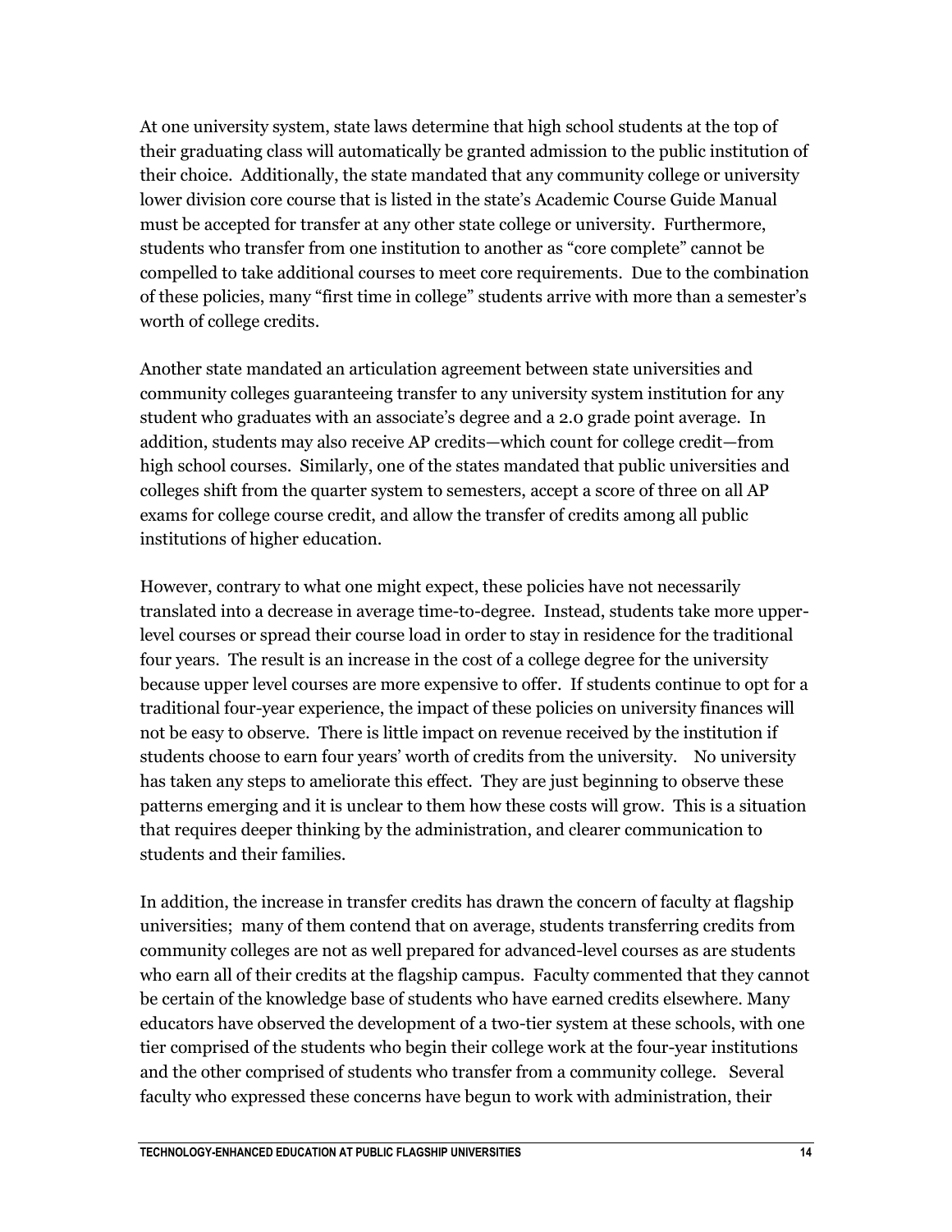At one university system, state laws determine that high school students at the top of their graduating class will automatically be granted admission to the public institution of their choice. Additionally, the state mandated that any community college or university lower division core course that is listed in the state's Academic Course Guide Manual must be accepted for transfer at any other state college or university. Furthermore, students who transfer from one institution to another as "core complete" cannot be compelled to take additional courses to meet core requirements. Due to the combination of these policies, many "first time in college" students arrive with more than a semester's worth of college credits.

Another state mandated an articulation agreement between state universities and community colleges guaranteeing transfer to any university system institution for any student who graduates with an associate's degree and a 2.0 grade point average. In addition, students may also receive AP credits—which count for college credit—from high school courses. Similarly, one of the states mandated that public universities and colleges shift from the quarter system to semesters, accept a score of three on all AP exams for college course credit, and allow the transfer of credits among all public institutions of higher education.

However, contrary to what one might expect, these policies have not necessarily translated into a decrease in average time-to-degree. Instead, students take more upper-level courses or spread their course load in order to stay in residence for the traditional four years. The result is an increase in the cost of a college degree for the university because upper level courses are more expensive to offer. If students continue to opt for a traditional four-year experience, the impact of these policies on university finances will not be easy to observe. There is little impact on revenue received by the institution if students choose to earn four years' worth of credits from the university. No university has taken any steps to ameliorate this effect. They are just beginning to observe these patterns emerging and it is unclear to them how these costs will grow. This is a situation that requires deeper thinking by the administration, and clearer communication to students and their families.

In addition, the increase in transfer credits has drawn the concern of faculty at flagship universities; many of them contend that on average, students transferring credits from community colleges are not as well prepared for advanced-level courses as are students who earn all of their credits at the flagship campus. Faculty commented that they cannot be certain of the knowledge base of students who have earned credits elsewhere. Many educators have observed the development of a two-tier system at these schools, with one tier comprised of the students who begin their college work at the four-year institutions and the other comprised of students who transfer from a community college. Several faculty who expressed these concerns have begun to work with administration, their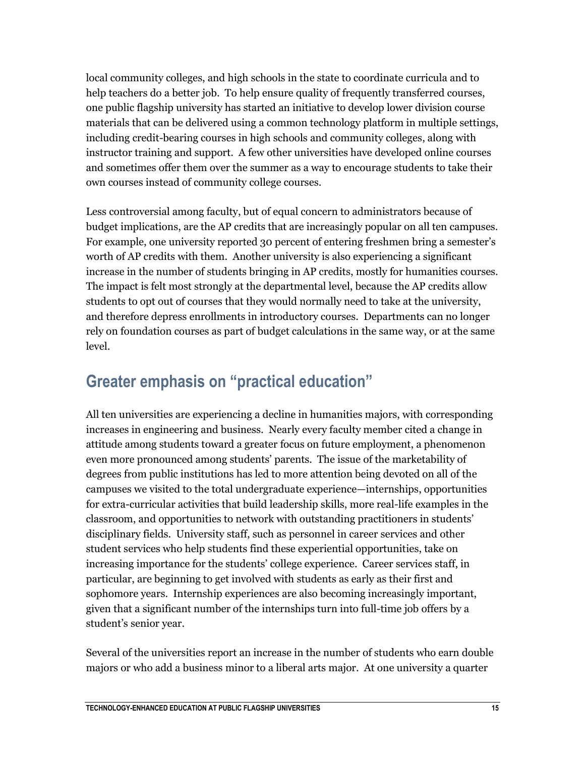local community colleges, and high schools in the state to coordinate curricula and to help teachers do a better job. To help ensure quality of frequently transferred courses, one public flagship university has started an initiative to develop lower division course materials that can be delivered using a common technology platform in multiple settings, including credit-bearing courses in high schools and community colleges, along with instructor training and support. A few other universities have developed online courses and sometimes offer them over the summer as a way to encourage students to take their own courses instead of community college courses.

Less controversial among faculty, but of equal concern to administrators because of budget implications, are the AP credits that are increasingly popular on all ten campuses. For example, one university reported 30 percent of entering freshmen bring a semester's worth of AP credits with them. Another university is also experiencing a significant increase in the number of students bringing in AP credits, mostly for humanities courses. The impact is felt most strongly at the departmental level, because the AP credits allow students to opt out of courses that they would normally need to take at the university, and therefore depress enrollments in introductory courses. Departments can no longer rely on foundation courses as part of budget calculations in the same way, or at the same level.

## Greater emphasis on "practical education"

All ten universities are experiencing a decline in humanities majors, with corresponding increases in engineering and business. Nearly every faculty member cited a change in attitude among students toward a greater focus on future employment, a phenomenon even more pronounced among students' parents. The issue of the marketability of degrees from public institutions has led to more attention being devoted on all of the campuses we visited to the total undergraduate experience—internships, opportunities for extra-curricular activities that build leadership skills, more real-life examples in the classroom, and opportunities to network with outstanding practitioners in students' disciplinary fields. University staff, such as personnel in career services and other student services who help students find these experiential opportunities, take on increasing importance for the students' college experience. Career services staff, in particular, are beginning to get involved with students as early as their first and sophomore years. Internship experiences are also becoming increasingly important, given that a significant number of the internships turn into full-time job offers by a student's senior year.

Several of the universities report an increase in the number of students who earn double majors or who add a business minor to a liberal arts major. At one university a quarter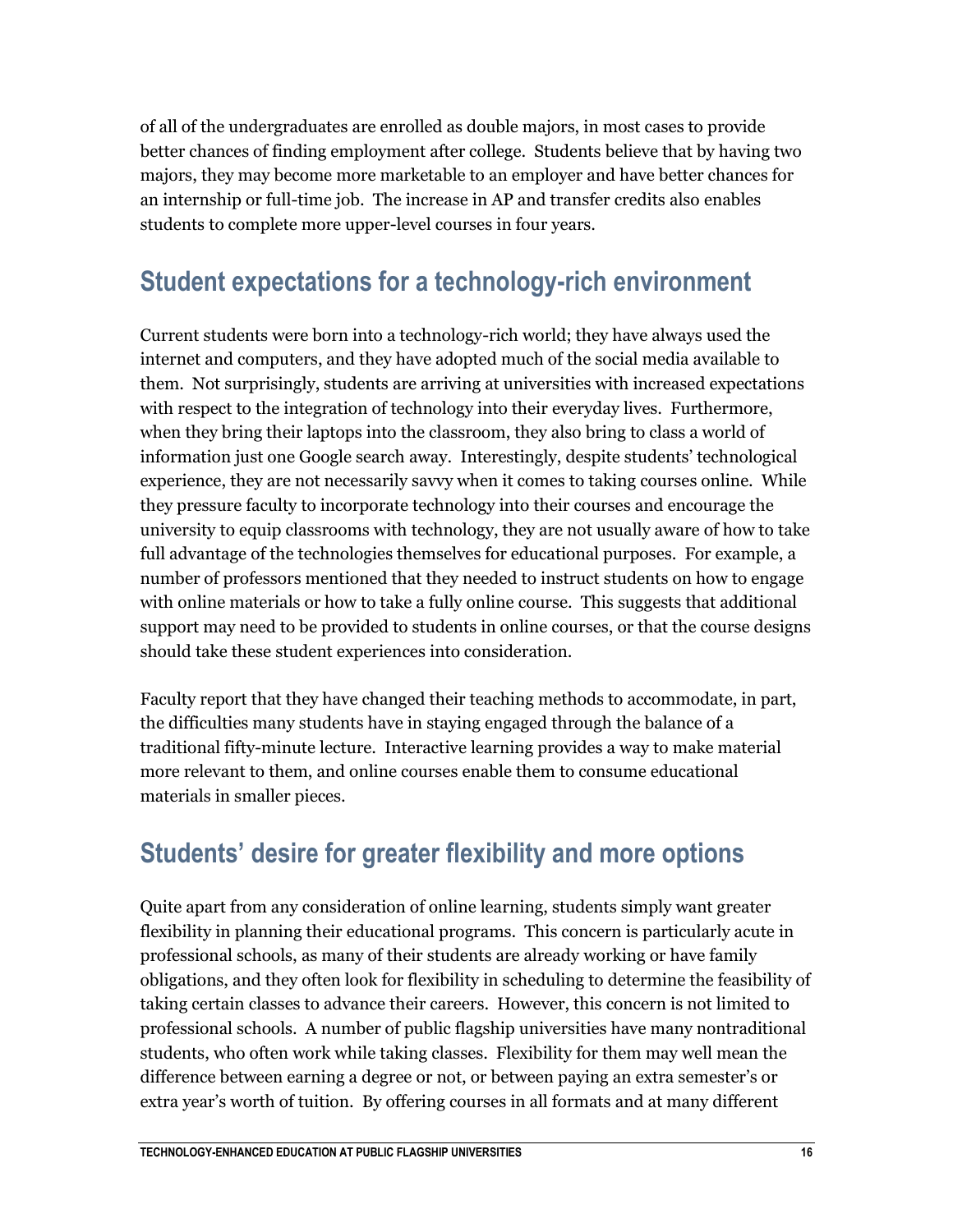of all of the undergraduates are enrolled as double majors, in most cases to provide better chances of finding employment after college. Students believe that by having two majors, they may become more marketable to an employer and have better chances for an internship or full-time job. The increase in AP and transfer credits also enables students to complete more upper-level courses in four years.

## Student expectations for a technology-rich environment

Current students were born into a technology-rich world; they have always used the internet and computers, and they have adopted much of the social media available to them. Not surprisingly, students are arriving at universities with increased expectations with respect to the integration of technology into their everyday lives. Furthermore, when they bring their laptops into the classroom, they also bring to class a world of information just one Google search away. Interestingly, despite students' technological experience, they are not necessarily savvy when it comes to taking courses online. While they pressure faculty to incorporate technology into their courses and encourage the university to equip classrooms with technology, they are not usually aware of how to take full advantage of the technologies themselves for educational purposes. For example, a number of professors mentioned that they needed to instruct students on how to engage with online materials or how to take a fully online course. This suggests that additional support may need to be provided to students in online courses, or that the course designs should take these student experiences into consideration.

Faculty report that they have changed their teaching methods to accommodate, in part, the difficulties many students have in staying engaged through the balance of a traditional fifty-minute lecture. Interactive learning provides a way to make material more relevant to them, and online courses enable them to consume educational materials in smaller pieces.

## Students' desire for greater flexibility and more options

Quite apart from any consideration of online learning, students simply want greater flexibility in planning their educational programs. This concern is particularly acute in professional schools, as many of their students are already working or have family obligations, and they often look for flexibility in scheduling to determine the feasibility of taking certain classes to advance their careers. However, this concern is not limited to professional schools. A number of public flagship universities have many nontraditional students, who often work while taking classes. Flexibility for them may well mean the difference between earning a degree or not, or between paying an extra semester's or extra year's worth of tuition. By offering courses in all formats and at many different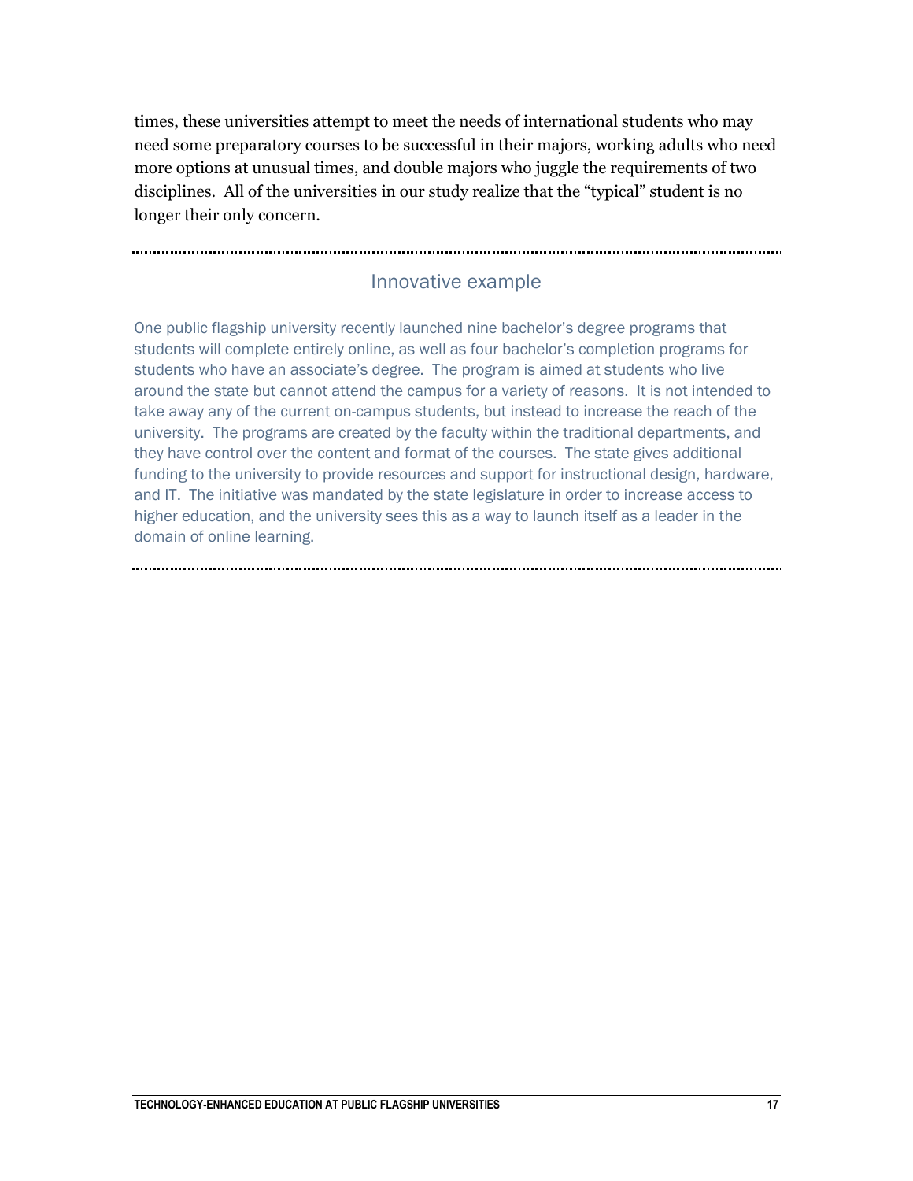times, these universities attempt to meet the needs of international students who may need some preparatory courses to be successful in their majors, working adults who need more options at unusual times, and double majors who juggle the requirements of two disciplines. All of the universities in our study realize that the "typical" student is no longer their only concern.

---

### Innovative example

One public flagship university recently launched nine bachelor's degree programs that students will complete entirely online, as well as four bachelor's completion programs for students who have an associate's degree. The program is aimed at students who live around the state but cannot attend the campus for a variety of reasons. It is not intended to take away any of the current on-campus students, but instead to increase the reach of the university. The programs are created by the faculty within the traditional departments, and they have control over the content and format of the courses. The state gives additional funding to the university to provide resources and support for instructional design, hardware, and IT. The initiative was mandated by the state legislature in order to increase access to higher education, and the university sees this as a way to launch itself as a leader in the domain of online learning.

---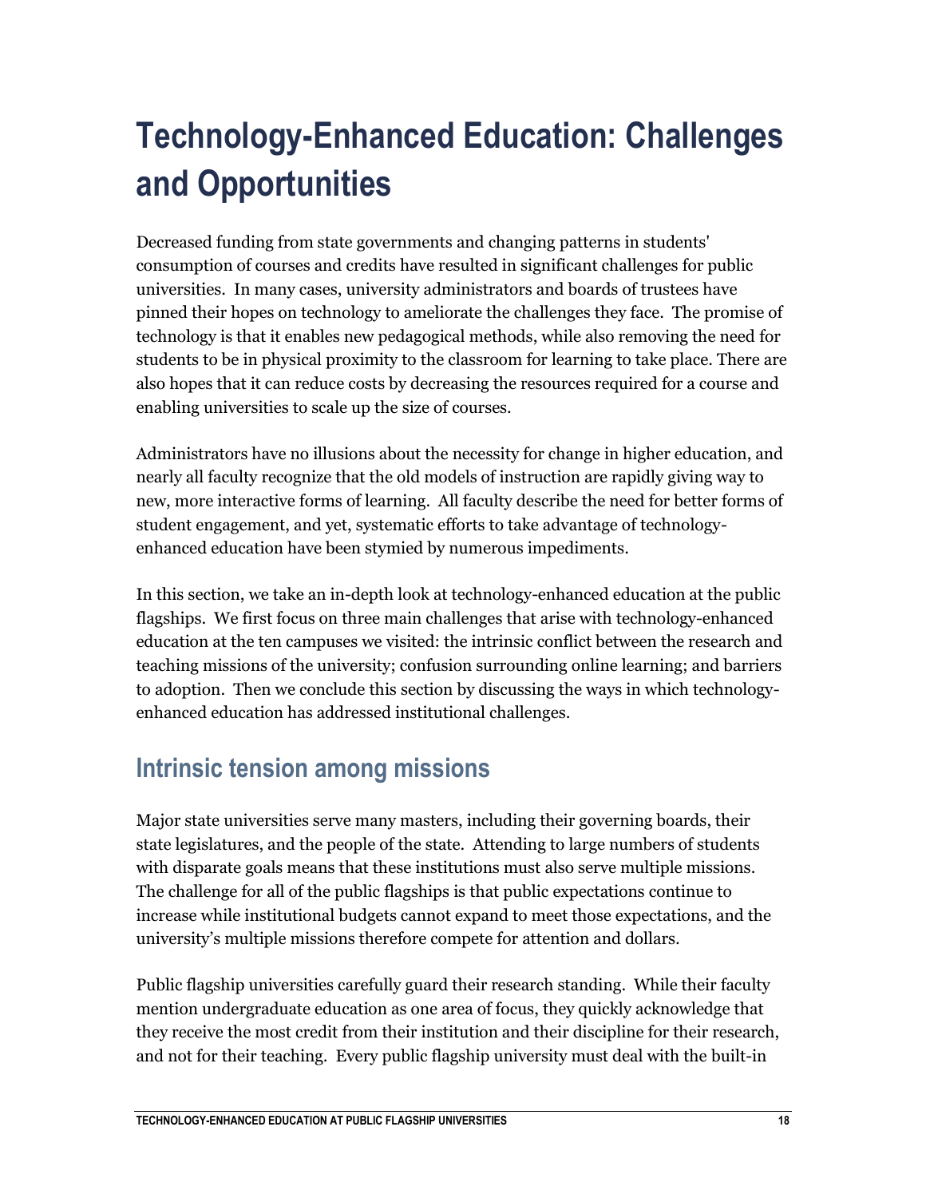# Technology-Enhanced Education: Challenges and Opportunities

Decreased funding from state governments and changing patterns in students' consumption of courses and credits have resulted in significant challenges for public universities. In many cases, university administrators and boards of trustees have pinned their hopes on technology to ameliorate the challenges they face. The promise of technology is that it enables new pedagogical methods, while also removing the need for students to be in physical proximity to the classroom for learning to take place. There are also hopes that it can reduce costs by decreasing the resources required for a course and enabling universities to scale up the size of courses.

Administrators have no illusions about the necessity for change in higher education, and nearly all faculty recognize that the old models of instruction are rapidly giving way to new, more interactive forms of learning. All faculty describe the need for better forms of student engagement, and yet, systematic efforts to take advantage of technology-enhanced education have been stymied by numerous impediments.

In this section, we take an in-depth look at technology-enhanced education at the public flagships. We first focus on three main challenges that arise with technology-enhanced education at the ten campuses we visited: the intrinsic conflict between the research and teaching missions of the university; confusion surrounding online learning; and barriers to adoption. Then we conclude this section by discussing the ways in which technology-enhanced education has addressed institutional challenges.

## Intrinsic tension among missions

Major state universities serve many masters, including their governing boards, their state legislatures, and the people of the state. Attending to large numbers of students with disparate goals means that these institutions must also serve multiple missions. The challenge for all of the public flagships is that public expectations continue to increase while institutional budgets cannot expand to meet those expectations, and the university's multiple missions therefore compete for attention and dollars.

Public flagship universities carefully guard their research standing. While their faculty mention undergraduate education as one area of focus, they quickly acknowledge that they receive the most credit from their institution and their discipline for their research, and not for their teaching. Every public flagship university must deal with the built-in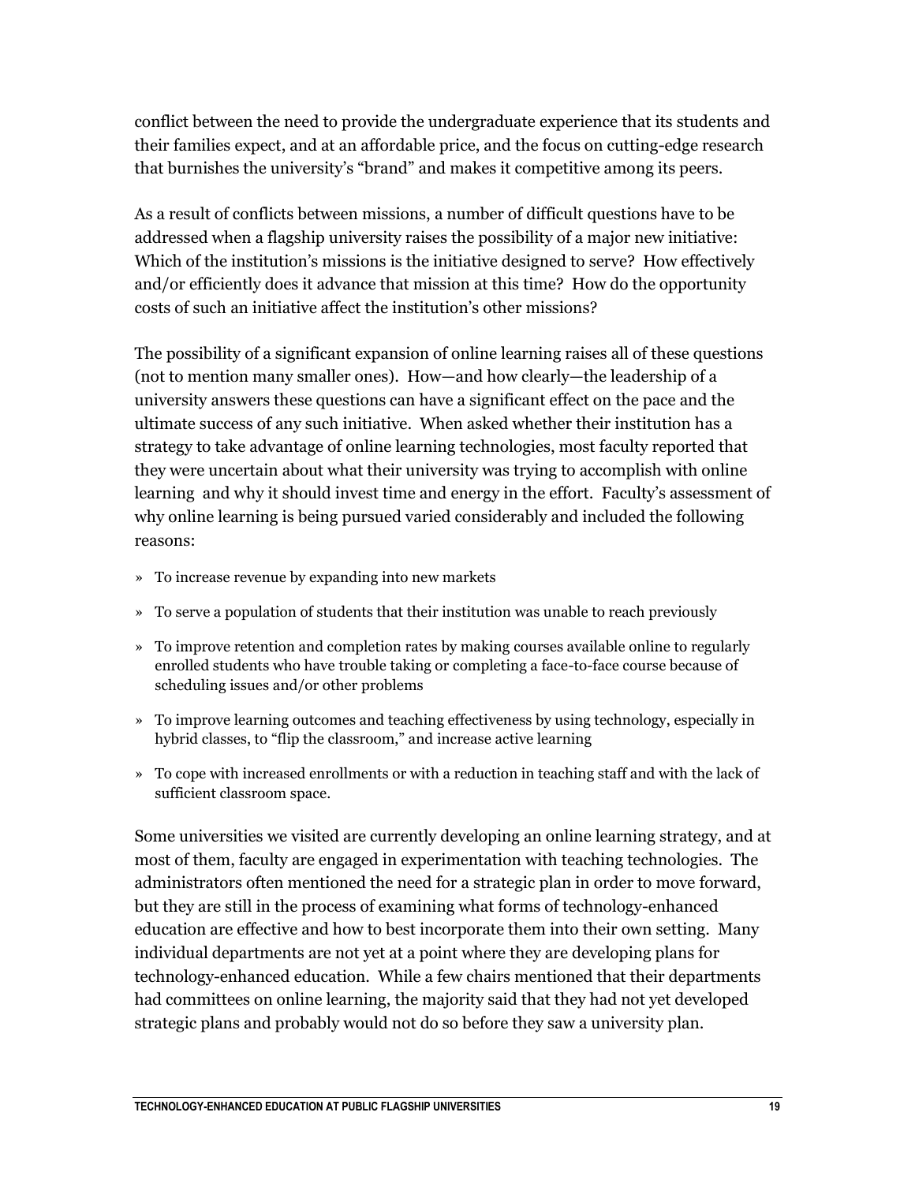conflict between the need to provide the undergraduate experience that its students and their families expect, and at an affordable price, and the focus on cutting-edge research that burnishes the university's "brand" and makes it competitive among its peers.

As a result of conflicts between missions, a number of difficult questions have to be addressed when a flagship university raises the possibility of a major new initiative: Which of the institution's missions is the initiative designed to serve? How effectively and/or efficiently does it advance that mission at this time? How do the opportunity costs of such an initiative affect the institution's other missions?

The possibility of a significant expansion of online learning raises all of these questions (not to mention many smaller ones). How—and how clearly—the leadership of a university answers these questions can have a significant effect on the pace and the ultimate success of any such initiative. When asked whether their institution has a strategy to take advantage of online learning technologies, most faculty reported that they were uncertain about what their university was trying to accomplish with online learning and why it should invest time and energy in the effort. Faculty's assessment of why online learning is being pursued varied considerably and included the following reasons:

- To increase revenue by expanding into new markets
- To serve a population of students that their institution was unable to reach previously
- To improve retention and completion rates by making courses available online to regularly enrolled students who have trouble taking or completing a face-to-face course because of scheduling issues and/or other problems
- To improve learning outcomes and teaching effectiveness by using technology, especially in hybrid classes, to "flip the classroom," and increase active learning
- To cope with increased enrollments or with a reduction in teaching staff and with the lack of sufficient classroom space.

Some universities we visited are currently developing an online learning strategy, and at most of them, faculty are engaged in experimentation with teaching technologies. The administrators often mentioned the need for a strategic plan in order to move forward, but they are still in the process of examining what forms of technology-enhanced education are effective and how to best incorporate them into their own setting. Many individual departments are not yet at a point where they are developing plans for technology-enhanced education. While a few chairs mentioned that their departments had committees on online learning, the majority said that they had not yet developed strategic plans and probably would not do so before they saw a university plan.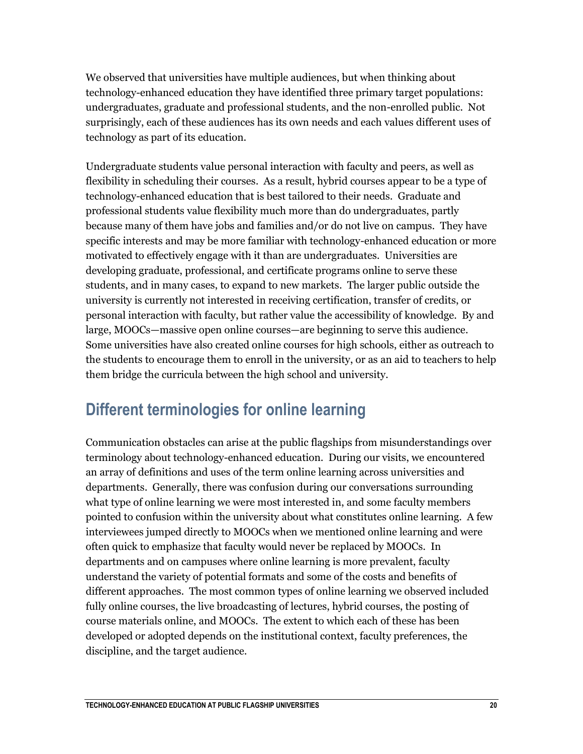We observed that universities have multiple audiences, but when thinking about technology-enhanced education they have identified three primary target populations: undergraduates, graduate and professional students, and the non-enrolled public. Not surprisingly, each of these audiences has its own needs and each values different uses of technology as part of its education.

Undergraduate students value personal interaction with faculty and peers, as well as flexibility in scheduling their courses. As a result, hybrid courses appear to be a type of technology-enhanced education that is best tailored to their needs. Graduate and professional students value flexibility much more than do undergraduates, partly because many of them have jobs and families and/or do not live on campus. They have specific interests and may be more familiar with technology-enhanced education or more motivated to effectively engage with it than are undergraduates. Universities are developing graduate, professional, and certificate programs online to serve these students, and in many cases, to expand to new markets. The larger public outside the university is currently not interested in receiving certification, transfer of credits, or personal interaction with faculty, but rather value the accessibility of knowledge. By and large, MOOCs—massive open online courses—are beginning to serve this audience. Some universities have also created online courses for high schools, either as outreach to the students to encourage them to enroll in the university, or as an aid to teachers to help them bridge the curricula between the high school and university.

## Different terminologies for online learning

Communication obstacles can arise at the public flagships from misunderstandings over terminology about technology-enhanced education. During our visits, we encountered an array of definitions and uses of the term online learning across universities and departments. Generally, there was confusion during our conversations surrounding what type of online learning we were most interested in, and some faculty members pointed to confusion within the university about what constitutes online learning. A few interviewees jumped directly to MOOCs when we mentioned online learning and were often quick to emphasize that faculty would never be replaced by MOOCs. In departments and on campuses where online learning is more prevalent, faculty understand the variety of potential formats and some of the costs and benefits of different approaches. The most common types of online learning we observed included fully online courses, the live broadcasting of lectures, hybrid courses, the posting of course materials online, and MOOCs. The extent to which each of these has been developed or adopted depends on the institutional context, faculty preferences, the discipline, and the target audience.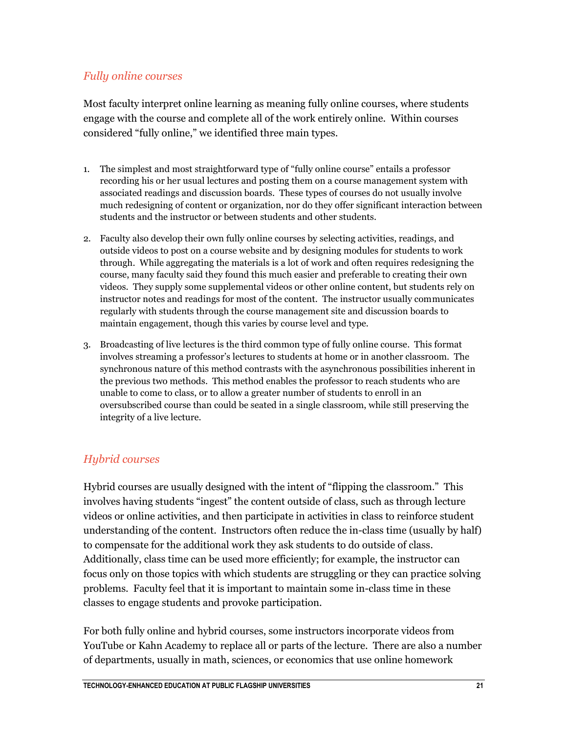### *Fully online courses*

Most faculty interpret online learning as meaning fully online courses, where students engage with the course and complete all of the work entirely online. Within courses considered "fully online," we identified three main types.

1. The simplest and most straightforward type of "fully online course" entails a professor recording his or her usual lectures and posting them on a course management system with associated readings and discussion boards. These types of courses do not usually involve much redesigning of content or organization, nor do they offer significant interaction between students and the instructor or between students and other students.
2. Faculty also develop their own fully online courses by selecting activities, readings, and outside videos to post on a course website and by designing modules for students to work through. While aggregating the materials is a lot of work and often requires redesigning the course, many faculty said they found this much easier and preferable to creating their own videos. They supply some supplemental videos or other online content, but students rely on instructor notes and readings for most of the content. The instructor usually communicates regularly with students through the course management site and discussion boards to maintain engagement, though this varies by course level and type.
3. Broadcasting of live lectures is the third common type of fully online course. This format involves streaming a professor's lectures to students at home or in another classroom. The synchronous nature of this method contrasts with the asynchronous possibilities inherent in the previous two methods. This method enables the professor to reach students who are unable to come to class, or to allow a greater number of students to enroll in an oversubscribed course than could be seated in a single classroom, while still preserving the integrity of a live lecture.

### *Hybrid courses*

Hybrid courses are usually designed with the intent of "flipping the classroom." This involves having students "ingest" the content outside of class, such as through lecture videos or online activities, and then participate in activities in class to reinforce student understanding of the content. Instructors often reduce the in-class time (usually by half) to compensate for the additional work they ask students to do outside of class. Additionally, class time can be used more efficiently; for example, the instructor can focus only on those topics with which students are struggling or they can practice solving problems. Faculty feel that it is important to maintain some in-class time in these classes to engage students and provoke participation.

For both fully online and hybrid courses, some instructors incorporate videos from YouTube or Kahn Academy to replace all or parts of the lecture. There are also a number of departments, usually in math, sciences, or economics that use online homework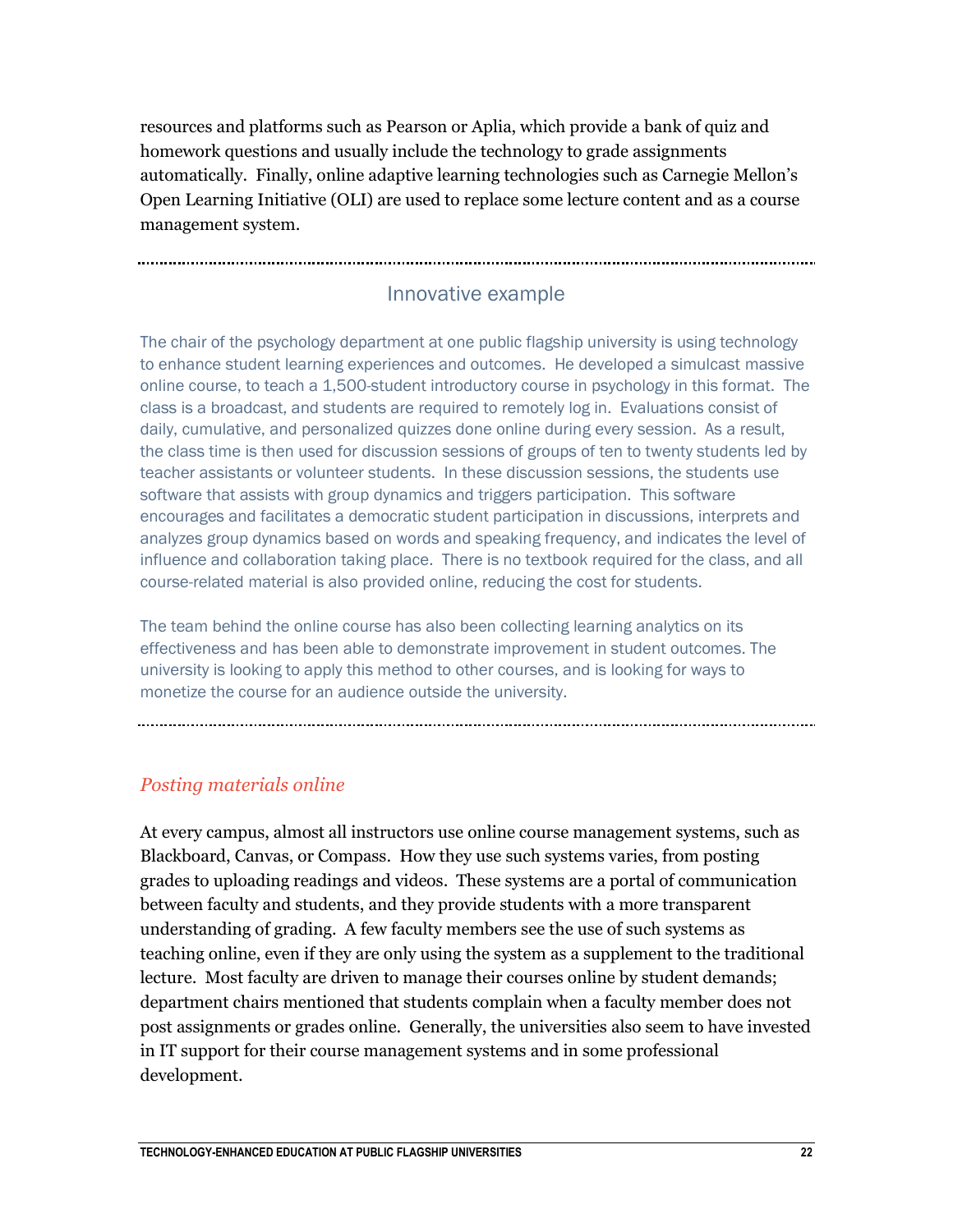resources and platforms such as Pearson or Aplia, which provide a bank of quiz and homework questions and usually include the technology to grade assignments automatically. Finally, online adaptive learning technologies such as Carnegie Mellon's Open Learning Initiative (OLI) are used to replace some lecture content and as a course management system.

---

## Innovative example

The chair of the psychology department at one public flagship university is using technology to enhance student learning experiences and outcomes. He developed a simulcast massive online course, to teach a 1,500-student introductory course in psychology in this format. The class is a broadcast, and students are required to remotely log in. Evaluations consist of daily, cumulative, and personalized quizzes done online during every session. As a result, the class time is then used for discussion sessions of groups of ten to twenty students led by teacher assistants or volunteer students. In these discussion sessions, the students use software that assists with group dynamics and triggers participation. This software encourages and facilitates a democratic student participation in discussions, interprets and analyzes group dynamics based on words and speaking frequency, and indicates the level of influence and collaboration taking place. There is no textbook required for the class, and all course-related material is also provided online, reducing the cost for students.

The team behind the online course has also been collecting learning analytics on its effectiveness and has been able to demonstrate improvement in student outcomes. The university is looking to apply this method to other courses, and is looking for ways to monetize the course for an audience outside the university.

---

### *Posting materials online*

At every campus, almost all instructors use online course management systems, such as Blackboard, Canvas, or Compass. How they use such systems varies, from posting grades to uploading readings and videos. These systems are a portal of communication between faculty and students, and they provide students with a more transparent understanding of grading. A few faculty members see the use of such systems as teaching online, even if they are only using the system as a supplement to the traditional lecture. Most faculty are driven to manage their courses online by student demands; department chairs mentioned that students complain when a faculty member does not post assignments or grades online. Generally, the universities also seem to have invested in IT support for their course management systems and in some professional development.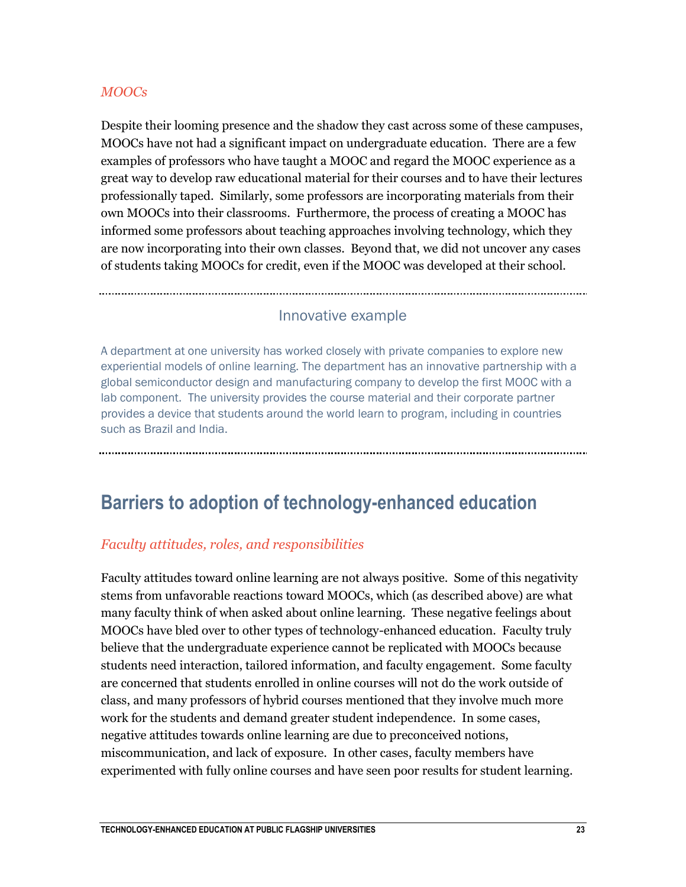### *MOOCs*

Despite their looming presence and the shadow they cast across some of these campuses, MOOCs have not had a significant impact on undergraduate education. There are a few examples of professors who have taught a MOOC and regard the MOOC experience as a great way to develop raw educational material for their courses and to have their lectures professionally taped. Similarly, some professors are incorporating materials from their own MOOCs into their classrooms. Furthermore, the process of creating a MOOC has informed some professors about teaching approaches involving technology, which they are now incorporating into their own classes. Beyond that, we did not uncover any cases of students taking MOOCs for credit, even if the MOOC was developed at their school.

---

#### Innovative example

A department at one university has worked closely with private companies to explore new experiential models of online learning. The department has an innovative partnership with a global semiconductor design and manufacturing company to develop the first MOOC with a lab component. The university provides the course material and their corporate partner provides a device that students around the world learn to program, including in countries such as Brazil and India.

---

## Barriers to adoption of technology-enhanced education

### *Faculty attitudes, roles, and responsibilities*

Faculty attitudes toward online learning are not always positive. Some of this negativity stems from unfavorable reactions toward MOOCs, which (as described above) are what many faculty think of when asked about online learning. These negative feelings about MOOCs have bled over to other types of technology-enhanced education. Faculty truly believe that the undergraduate experience cannot be replicated with MOOCs because students need interaction, tailored information, and faculty engagement. Some faculty are concerned that students enrolled in online courses will not do the work outside of class, and many professors of hybrid courses mentioned that they involve much more work for the students and demand greater student independence. In some cases, negative attitudes towards online learning are due to preconceived notions, miscommunication, and lack of exposure. In other cases, faculty members have experimented with fully online courses and have seen poor results for student learning.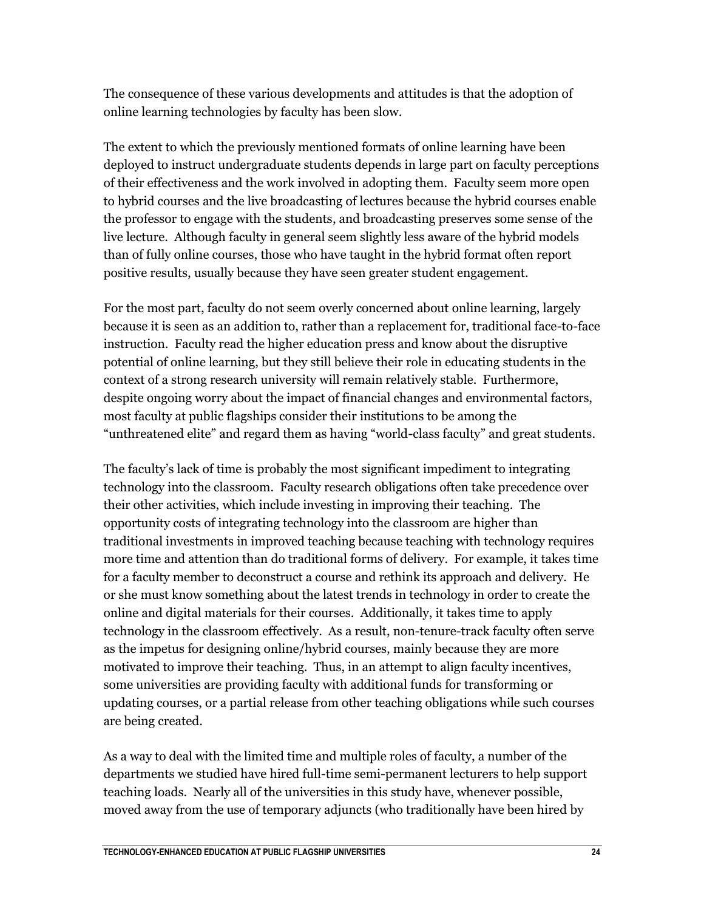The consequence of these various developments and attitudes is that the adoption of online learning technologies by faculty has been slow.

The extent to which the previously mentioned formats of online learning have been deployed to instruct undergraduate students depends in large part on faculty perceptions of their effectiveness and the work involved in adopting them. Faculty seem more open to hybrid courses and the live broadcasting of lectures because the hybrid courses enable the professor to engage with the students, and broadcasting preserves some sense of the live lecture. Although faculty in general seem slightly less aware of the hybrid models than of fully online courses, those who have taught in the hybrid format often report positive results, usually because they have seen greater student engagement.

For the most part, faculty do not seem overly concerned about online learning, largely because it is seen as an addition to, rather than a replacement for, traditional face-to-face instruction. Faculty read the higher education press and know about the disruptive potential of online learning, but they still believe their role in educating students in the context of a strong research university will remain relatively stable. Furthermore, despite ongoing worry about the impact of financial changes and environmental factors, most faculty at public flagships consider their institutions to be among the "unthreatened elite" and regard them as having "world-class faculty" and great students.

The faculty's lack of time is probably the most significant impediment to integrating technology into the classroom. Faculty research obligations often take precedence over their other activities, which include investing in improving their teaching. The opportunity costs of integrating technology into the classroom are higher than traditional investments in improved teaching because teaching with technology requires more time and attention than do traditional forms of delivery. For example, it takes time for a faculty member to deconstruct a course and rethink its approach and delivery. He or she must know something about the latest trends in technology in order to create the online and digital materials for their courses. Additionally, it takes time to apply technology in the classroom effectively. As a result, non-tenure-track faculty often serve as the impetus for designing online/hybrid courses, mainly because they are more motivated to improve their teaching. Thus, in an attempt to align faculty incentives, some universities are providing faculty with additional funds for transforming or updating courses, or a partial release from other teaching obligations while such courses are being created.

As a way to deal with the limited time and multiple roles of faculty, a number of the departments we studied have hired full-time semi-permanent lecturers to help support teaching loads. Nearly all of the universities in this study have, whenever possible, moved away from the use of temporary adjuncts (who traditionally have been hired by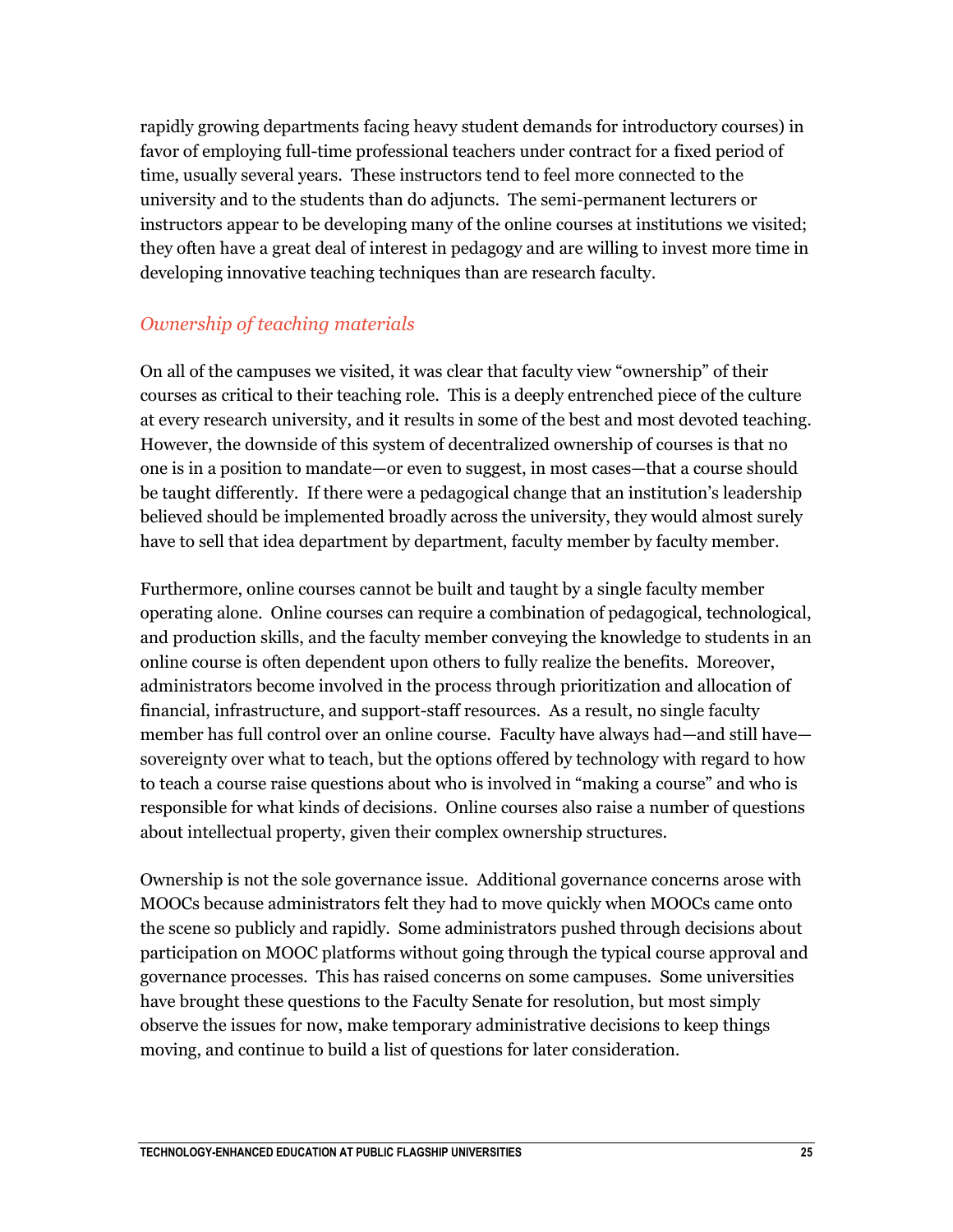rapidly growing departments facing heavy student demands for introductory courses) in favor of employing full-time professional teachers under contract for a fixed period of time, usually several years. These instructors tend to feel more connected to the university and to the students than do adjuncts. The semi-permanent lecturers or instructors appear to be developing many of the online courses at institutions we visited; they often have a great deal of interest in pedagogy and are willing to invest more time in developing innovative teaching techniques than are research faculty.

### *Ownership of teaching materials*

On all of the campuses we visited, it was clear that faculty view "ownership" of their courses as critical to their teaching role. This is a deeply entrenched piece of the culture at every research university, and it results in some of the best and most devoted teaching. However, the downside of this system of decentralized ownership of courses is that no one is in a position to mandate—or even to suggest, in most cases—that a course should be taught differently. If there were a pedagogical change that an institution's leadership believed should be implemented broadly across the university, they would almost surely have to sell that idea department by department, faculty member by faculty member.

Furthermore, online courses cannot be built and taught by a single faculty member operating alone. Online courses can require a combination of pedagogical, technological, and production skills, and the faculty member conveying the knowledge to students in an online course is often dependent upon others to fully realize the benefits. Moreover, administrators become involved in the process through prioritization and allocation of financial, infrastructure, and support-staff resources. As a result, no single faculty member has full control over an online course. Faculty have always had—and still have—sovereignty over what to teach, but the options offered by technology with regard to how to teach a course raise questions about who is involved in "making a course" and who is responsible for what kinds of decisions. Online courses also raise a number of questions about intellectual property, given their complex ownership structures.

Ownership is not the sole governance issue. Additional governance concerns arose with MOOCs because administrators felt they had to move quickly when MOOCs came onto the scene so publicly and rapidly. Some administrators pushed through decisions about participation on MOOC platforms without going through the typical course approval and governance processes. This has raised concerns on some campuses. Some universities have brought these questions to the Faculty Senate for resolution, but most simply observe the issues for now, make temporary administrative decisions to keep things moving, and continue to build a list of questions for later consideration.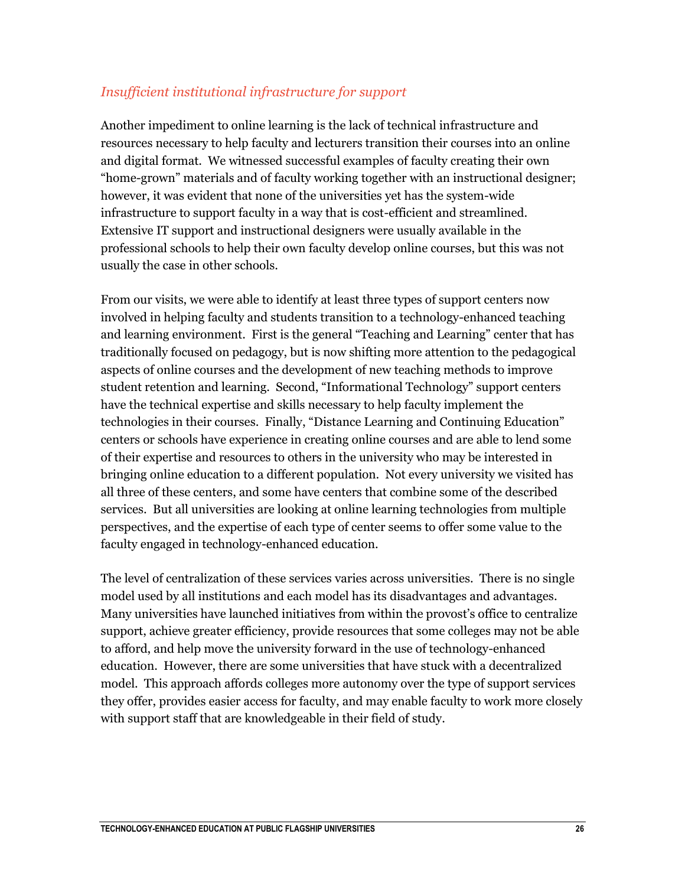### *Insufficient institutional infrastructure for support*

Another impediment to online learning is the lack of technical infrastructure and resources necessary to help faculty and lecturers transition their courses into an online and digital format. We witnessed successful examples of faculty creating their own "home-grown" materials and of faculty working together with an instructional designer; however, it was evident that none of the universities yet has the system-wide infrastructure to support faculty in a way that is cost-efficient and streamlined. Extensive IT support and instructional designers were usually available in the professional schools to help their own faculty develop online courses, but this was not usually the case in other schools.

From our visits, we were able to identify at least three types of support centers now involved in helping faculty and students transition to a technology-enhanced teaching and learning environment. First is the general "Teaching and Learning" center that has traditionally focused on pedagogy, but is now shifting more attention to the pedagogical aspects of online courses and the development of new teaching methods to improve student retention and learning. Second, "Informational Technology" support centers have the technical expertise and skills necessary to help faculty implement the technologies in their courses. Finally, "Distance Learning and Continuing Education" centers or schools have experience in creating online courses and are able to lend some of their expertise and resources to others in the university who may be interested in bringing online education to a different population. Not every university we visited has all three of these centers, and some have centers that combine some of the described services. But all universities are looking at online learning technologies from multiple perspectives, and the expertise of each type of center seems to offer some value to the faculty engaged in technology-enhanced education.

The level of centralization of these services varies across universities. There is no single model used by all institutions and each model has its disadvantages and advantages. Many universities have launched initiatives from within the provost's office to centralize support, achieve greater efficiency, provide resources that some colleges may not be able to afford, and help move the university forward in the use of technology-enhanced education. However, there are some universities that have stuck with a decentralized model. This approach affords colleges more autonomy over the type of support services they offer, provides easier access for faculty, and may enable faculty to work more closely with support staff that are knowledgeable in their field of study.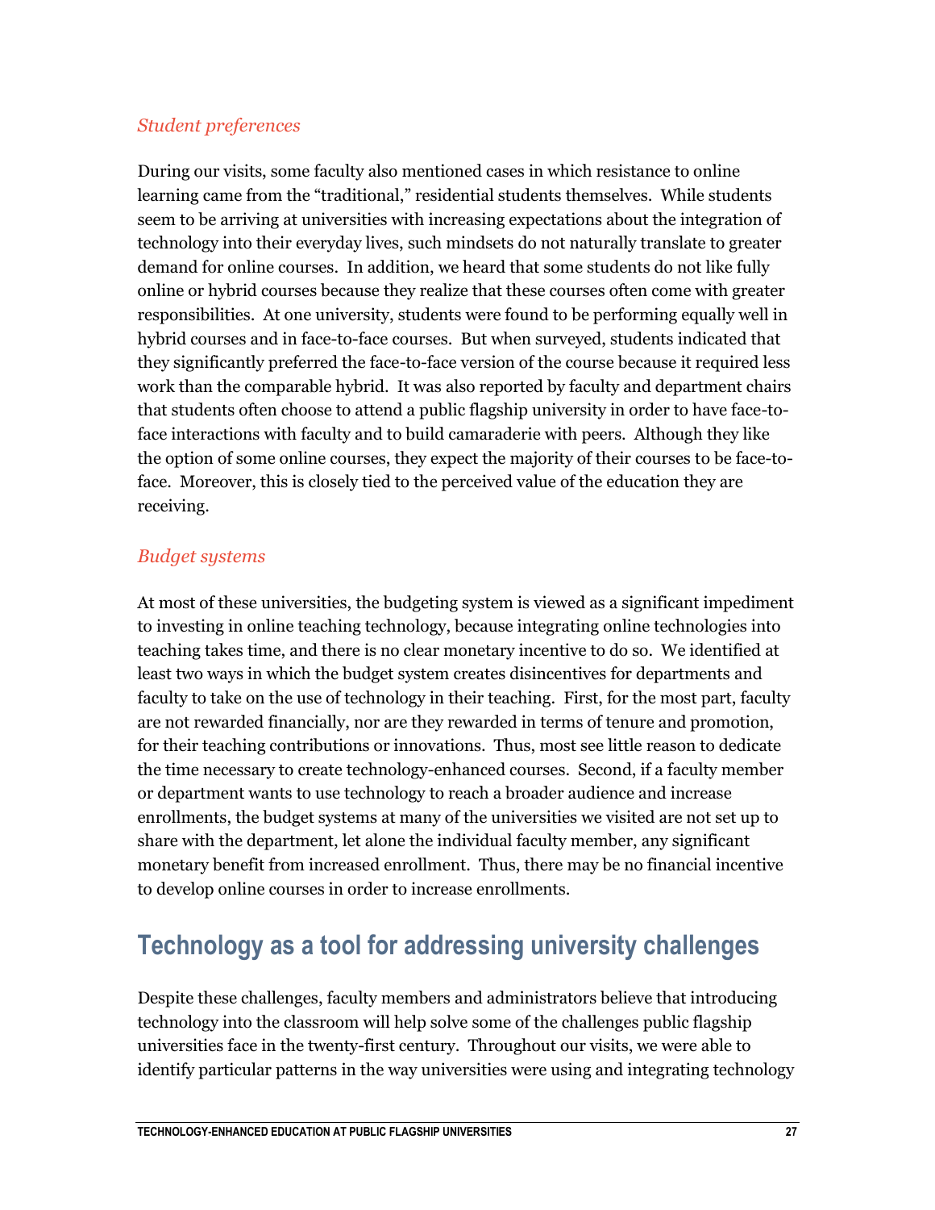### *Student preferences*

During our visits, some faculty also mentioned cases in which resistance to online learning came from the "traditional," residential students themselves. While students seem to be arriving at universities with increasing expectations about the integration of technology into their everyday lives, such mindsets do not naturally translate to greater demand for online courses. In addition, we heard that some students do not like fully online or hybrid courses because they realize that these courses often come with greater responsibilities. At one university, students were found to be performing equally well in hybrid courses and in face-to-face courses. But when surveyed, students indicated that they significantly preferred the face-to-face version of the course because it required less work than the comparable hybrid. It was also reported by faculty and department chairs that students often choose to attend a public flagship university in order to have face-to-face interactions with faculty and to build camaraderie with peers. Although they like the option of some online courses, they expect the majority of their courses to be face-to-face. Moreover, this is closely tied to the perceived value of the education they are receiving.

### *Budget systems*

At most of these universities, the budgeting system is viewed as a significant impediment to investing in online teaching technology, because integrating online technologies into teaching takes time, and there is no clear monetary incentive to do so. We identified at least two ways in which the budget system creates disincentives for departments and faculty to take on the use of technology in their teaching. First, for the most part, faculty are not rewarded financially, nor are they rewarded in terms of tenure and promotion, for their teaching contributions or innovations. Thus, most see little reason to dedicate the time necessary to create technology-enhanced courses. Second, if a faculty member or department wants to use technology to reach a broader audience and increase enrollments, the budget systems at many of the universities we visited are not set up to share with the department, let alone the individual faculty member, any significant monetary benefit from increased enrollment. Thus, there may be no financial incentive to develop online courses in order to increase enrollments.

## Technology as a tool for addressing university challenges

Despite these challenges, faculty members and administrators believe that introducing technology into the classroom will help solve some of the challenges public flagship universities face in the twenty-first century. Throughout our visits, we were able to identify particular patterns in the way universities were using and integrating technology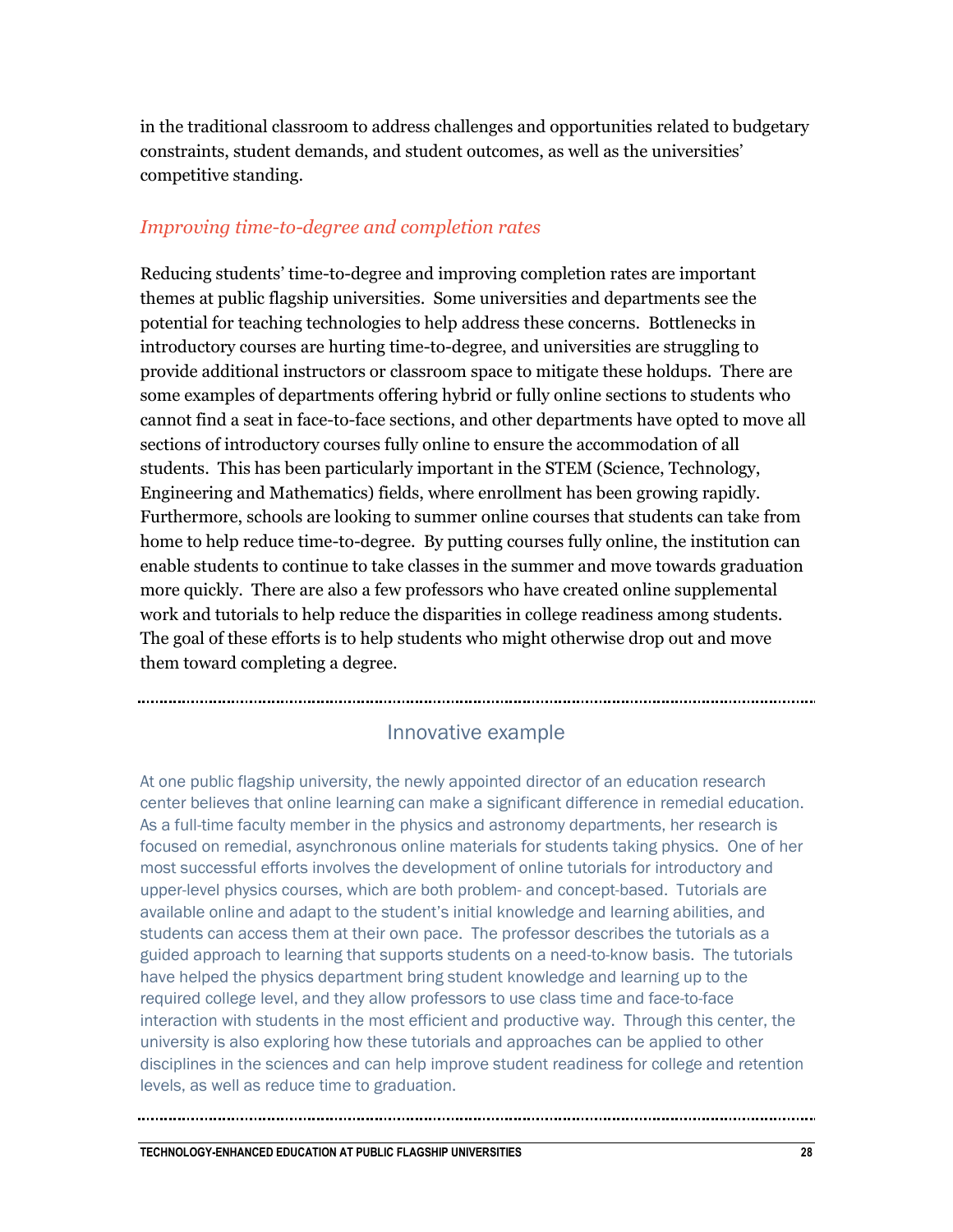in the traditional classroom to address challenges and opportunities related to budgetary constraints, student demands, and student outcomes, as well as the universities' competitive standing.

### *Improving time-to-degree and completion rates*

Reducing students' time-to-degree and improving completion rates are important themes at public flagship universities. Some universities and departments see the potential for teaching technologies to help address these concerns. Bottlenecks in introductory courses are hurting time-to-degree, and universities are struggling to provide additional instructors or classroom space to mitigate these holdups. There are some examples of departments offering hybrid or fully online sections to students who cannot find a seat in face-to-face sections, and other departments have opted to move all sections of introductory courses fully online to ensure the accommodation of all students. This has been particularly important in the STEM (Science, Technology, Engineering and Mathematics) fields, where enrollment has been growing rapidly. Furthermore, schools are looking to summer online courses that students can take from home to help reduce time-to-degree. By putting courses fully online, the institution can enable students to continue to take classes in the summer and move towards graduation more quickly. There are also a few professors who have created online supplemental work and tutorials to help reduce the disparities in college readiness among students. The goal of these efforts is to help students who might otherwise drop out and move them toward completing a degree.

---

#### Innovative example

At one public flagship university, the newly appointed director of an education research center believes that online learning can make a significant difference in remedial education. As a full-time faculty member in the physics and astronomy departments, her research is focused on remedial, asynchronous online materials for students taking physics. One of her most successful efforts involves the development of online tutorials for introductory and upper-level physics courses, which are both problem- and concept-based. Tutorials are available online and adapt to the student's initial knowledge and learning abilities, and students can access them at their own pace. The professor describes the tutorials as a guided approach to learning that supports students on a need-to-know basis. The tutorials have helped the physics department bring student knowledge and learning up to the required college level, and they allow professors to use class time and face-to-face interaction with students in the most efficient and productive way. Through this center, the university is also exploring how these tutorials and approaches can be applied to other disciplines in the sciences and can help improve student readiness for college and retention levels, as well as reduce time to graduation.

---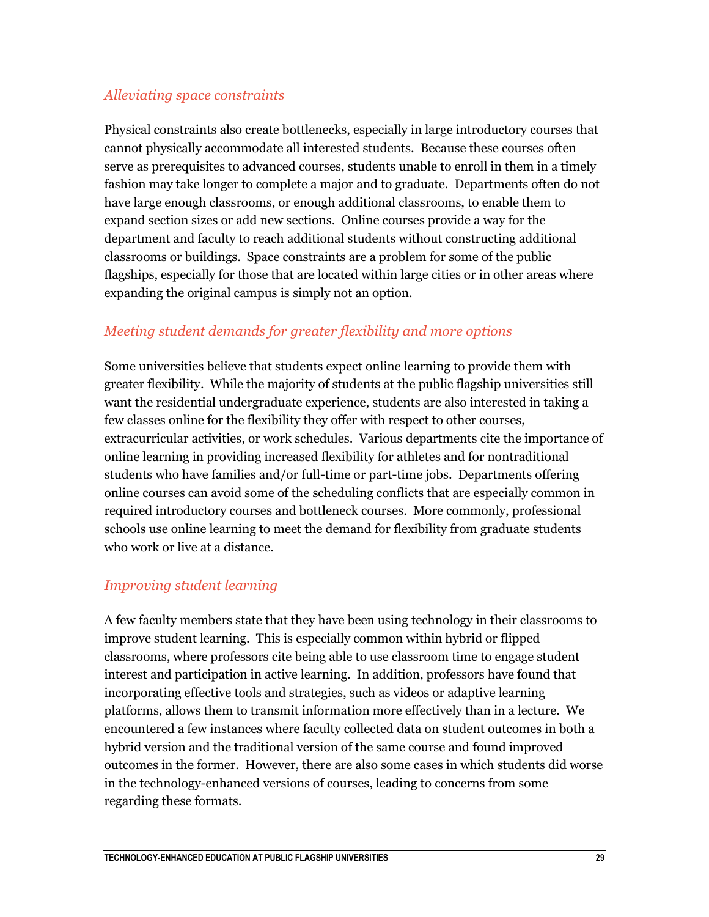### *Alleviating space constraints*

Physical constraints also create bottlenecks, especially in large introductory courses that cannot physically accommodate all interested students. Because these courses often serve as prerequisites to advanced courses, students unable to enroll in them in a timely fashion may take longer to complete a major and to graduate. Departments often do not have large enough classrooms, or enough additional classrooms, to enable them to expand section sizes or add new sections. Online courses provide a way for the department and faculty to reach additional students without constructing additional classrooms or buildings. Space constraints are a problem for some of the public flagships, especially for those that are located within large cities or in other areas where expanding the original campus is simply not an option.

### *Meeting student demands for greater flexibility and more options*

Some universities believe that students expect online learning to provide them with greater flexibility. While the majority of students at the public flagship universities still want the residential undergraduate experience, students are also interested in taking a few classes online for the flexibility they offer with respect to other courses, extracurricular activities, or work schedules. Various departments cite the importance of online learning in providing increased flexibility for athletes and for nontraditional students who have families and/or full-time or part-time jobs. Departments offering online courses can avoid some of the scheduling conflicts that are especially common in required introductory courses and bottleneck courses. More commonly, professional schools use online learning to meet the demand for flexibility from graduate students who work or live at a distance.

### *Improving student learning*

A few faculty members state that they have been using technology in their classrooms to improve student learning. This is especially common within hybrid or flipped classrooms, where professors cite being able to use classroom time to engage student interest and participation in active learning. In addition, professors have found that incorporating effective tools and strategies, such as videos or adaptive learning platforms, allows them to transmit information more effectively than in a lecture. We encountered a few instances where faculty collected data on student outcomes in both a hybrid version and the traditional version of the same course and found improved outcomes in the former. However, there are also some cases in which students did worse in the technology-enhanced versions of courses, leading to concerns from some regarding these formats.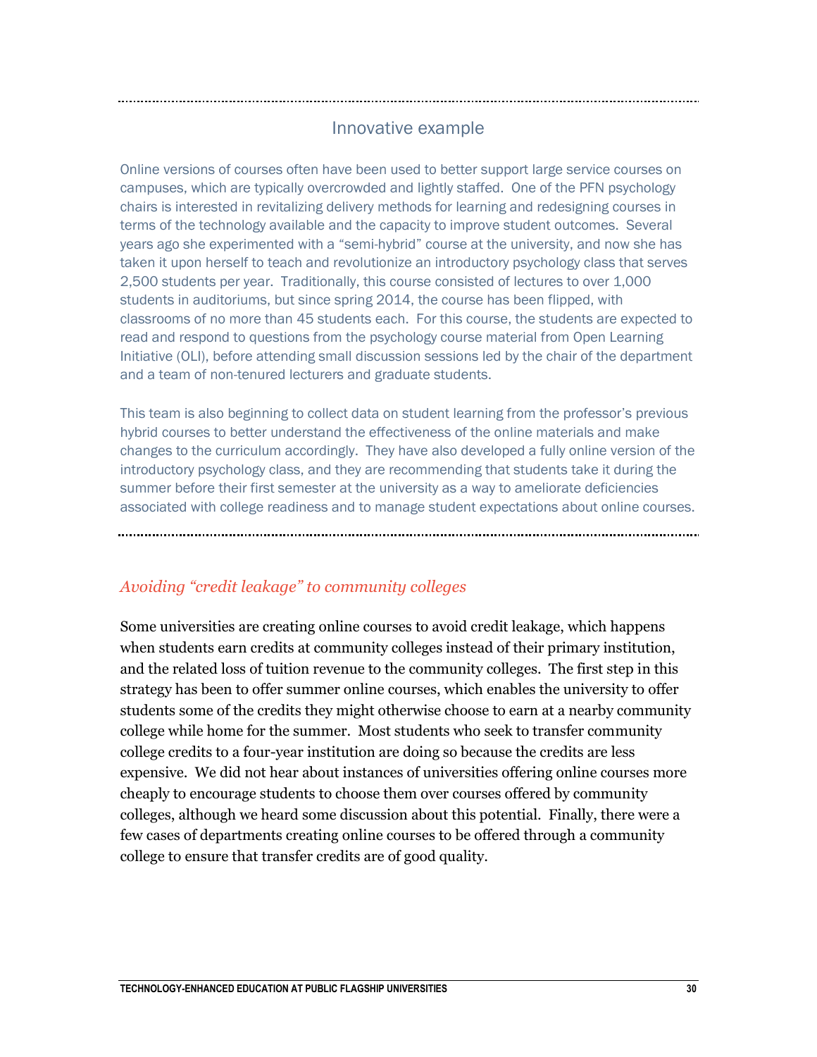### Innovative example

Online versions of courses often have been used to better support large service courses on campuses, which are typically overcrowded and lightly staffed. One of the PFN psychology chairs is interested in revitalizing delivery methods for learning and redesigning courses in terms of the technology available and the capacity to improve student outcomes. Several years ago she experimented with a "semi-hybrid" course at the university, and now she has taken it upon herself to teach and revolutionize an introductory psychology class that serves 2,500 students per year. Traditionally, this course consisted of lectures to over 1,000 students in auditoriums, but since spring 2014, the course has been flipped, with classrooms of no more than 45 students each. For this course, the students are expected to read and respond to questions from the psychology course material from Open Learning Initiative (OLI), before attending small discussion sessions led by the chair of the department and a team of non-tenured lecturers and graduate students.

This team is also beginning to collect data on student learning from the professor's previous hybrid courses to better understand the effectiveness of the online materials and make changes to the curriculum accordingly. They have also developed a fully online version of the introductory psychology class, and they are recommending that students take it during the summer before their first semester at the university as a way to ameliorate deficiencies associated with college readiness and to manage student expectations about online courses.

### *Avoiding "credit leakage" to community colleges*

Some universities are creating online courses to avoid credit leakage, which happens when students earn credits at community colleges instead of their primary institution, and the related loss of tuition revenue to the community colleges. The first step in this strategy has been to offer summer online courses, which enables the university to offer students some of the credits they might otherwise choose to earn at a nearby community college while home for the summer. Most students who seek to transfer community college credits to a four-year institution are doing so because the credits are less expensive. We did not hear about instances of universities offering online courses more cheaply to encourage students to choose them over courses offered by community colleges, although we heard some discussion about this potential. Finally, there were a few cases of departments creating online courses to be offered through a community college to ensure that transfer credits are of good quality.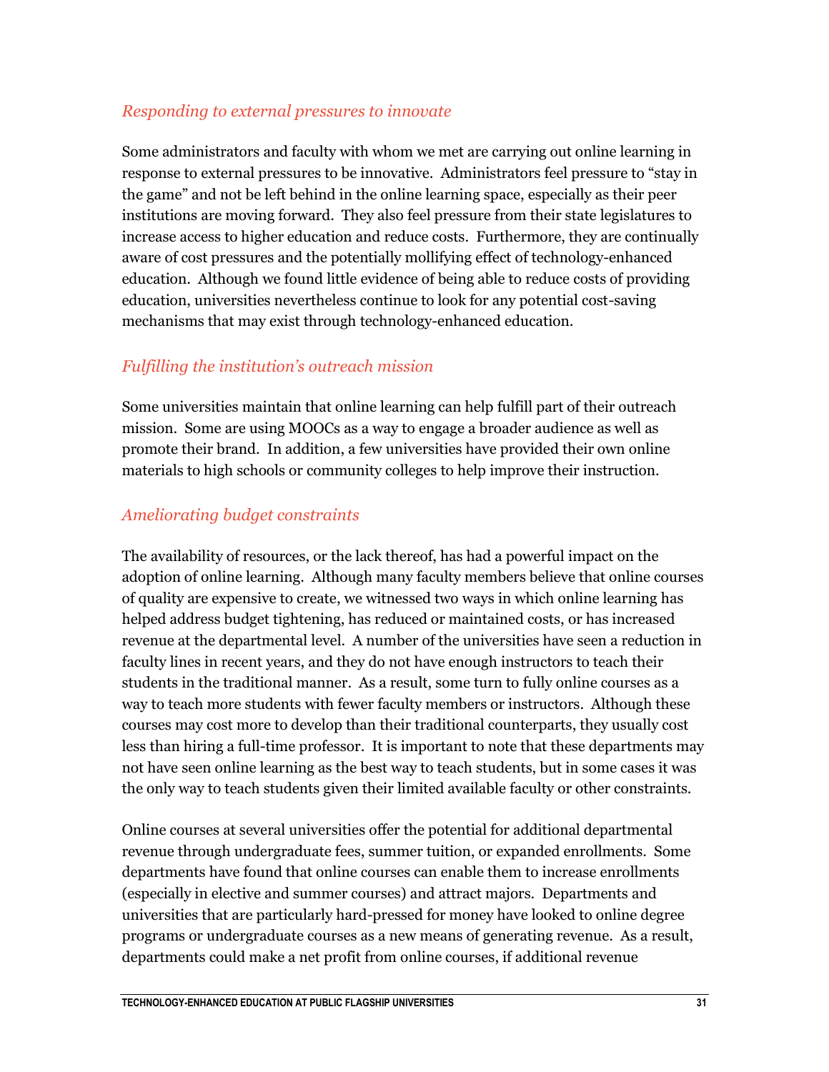### *Responding to external pressures to innovate*

Some administrators and faculty with whom we met are carrying out online learning in response to external pressures to be innovative. Administrators feel pressure to "stay in the game" and not be left behind in the online learning space, especially as their peer institutions are moving forward. They also feel pressure from their state legislatures to increase access to higher education and reduce costs. Furthermore, they are continually aware of cost pressures and the potentially mollifying effect of technology-enhanced education. Although we found little evidence of being able to reduce costs of providing education, universities nevertheless continue to look for any potential cost-saving mechanisms that may exist through technology-enhanced education.

### *Fulfilling the institution's outreach mission*

Some universities maintain that online learning can help fulfill part of their outreach mission. Some are using MOOCs as a way to engage a broader audience as well as promote their brand. In addition, a few universities have provided their own online materials to high schools or community colleges to help improve their instruction.

### *Ameliorating budget constraints*

The availability of resources, or the lack thereof, has had a powerful impact on the adoption of online learning. Although many faculty members believe that online courses of quality are expensive to create, we witnessed two ways in which online learning has helped address budget tightening, has reduced or maintained costs, or has increased revenue at the departmental level. A number of the universities have seen a reduction in faculty lines in recent years, and they do not have enough instructors to teach their students in the traditional manner. As a result, some turn to fully online courses as a way to teach more students with fewer faculty members or instructors. Although these courses may cost more to develop than their traditional counterparts, they usually cost less than hiring a full-time professor. It is important to note that these departments may not have seen online learning as the best way to teach students, but in some cases it was the only way to teach students given their limited available faculty or other constraints.

Online courses at several universities offer the potential for additional departmental revenue through undergraduate fees, summer tuition, or expanded enrollments. Some departments have found that online courses can enable them to increase enrollments (especially in elective and summer courses) and attract majors. Departments and universities that are particularly hard-pressed for money have looked to online degree programs or undergraduate courses as a new means of generating revenue. As a result, departments could make a net profit from online courses, if additional revenue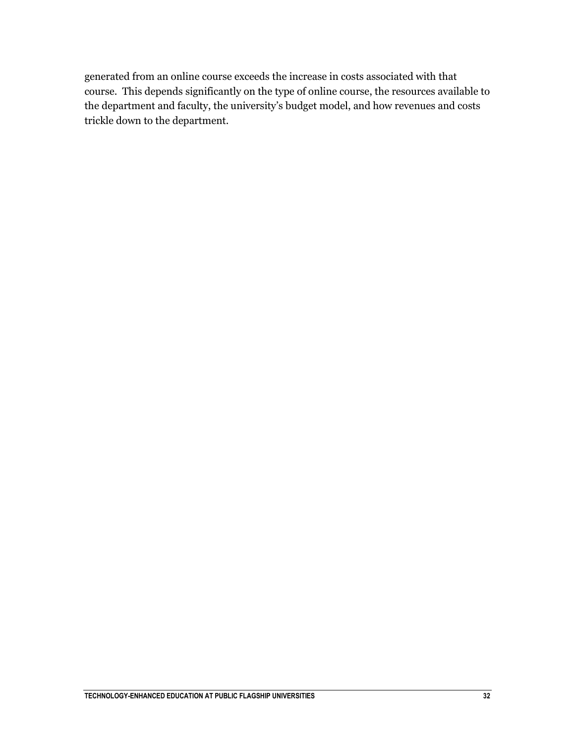generated from an online course exceeds the increase in costs associated with that course. This depends significantly on the type of online course, the resources available to the department and faculty, the university's budget model, and how revenues and costs trickle down to the department.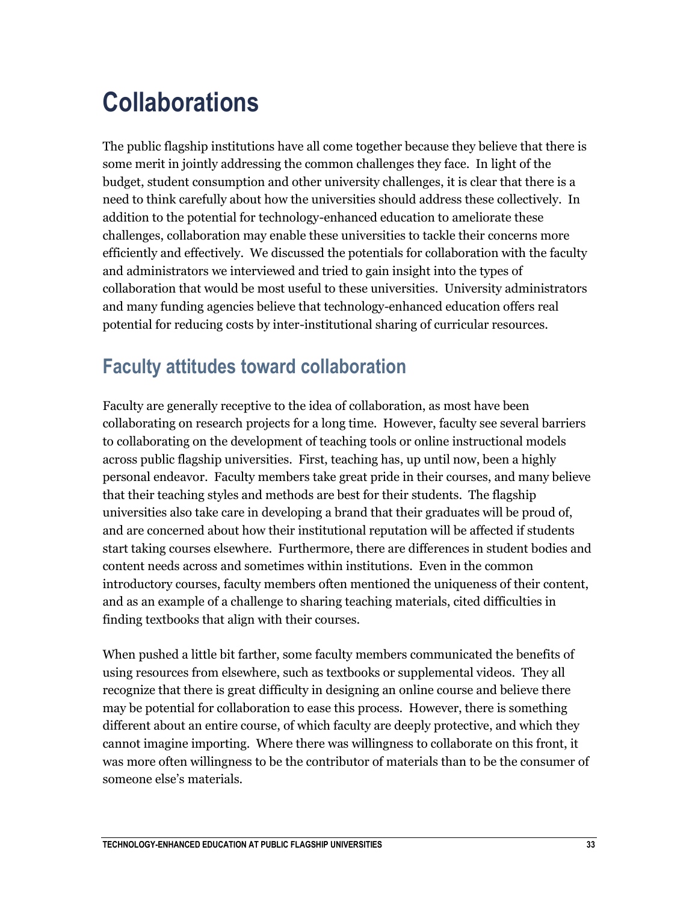# Collaborations

The public flagship institutions have all come together because they believe that there is some merit in jointly addressing the common challenges they face. In light of the budget, student consumption and other university challenges, it is clear that there is a need to think carefully about how the universities should address these collectively. In addition to the potential for technology-enhanced education to ameliorate these challenges, collaboration may enable these universities to tackle their concerns more efficiently and effectively. We discussed the potentials for collaboration with the faculty and administrators we interviewed and tried to gain insight into the types of collaboration that would be most useful to these universities. University administrators and many funding agencies believe that technology-enhanced education offers real potential for reducing costs by inter-institutional sharing of curricular resources.

## Faculty attitudes toward collaboration

Faculty are generally receptive to the idea of collaboration, as most have been collaborating on research projects for a long time. However, faculty see several barriers to collaborating on the development of teaching tools or online instructional models across public flagship universities. First, teaching has, up until now, been a highly personal endeavor. Faculty members take great pride in their courses, and many believe that their teaching styles and methods are best for their students. The flagship universities also take care in developing a brand that their graduates will be proud of, and are concerned about how their institutional reputation will be affected if students start taking courses elsewhere. Furthermore, there are differences in student bodies and content needs across and sometimes within institutions. Even in the common introductory courses, faculty members often mentioned the uniqueness of their content, and as an example of a challenge to sharing teaching materials, cited difficulties in finding textbooks that align with their courses.

When pushed a little bit farther, some faculty members communicated the benefits of using resources from elsewhere, such as textbooks or supplemental videos. They all recognize that there is great difficulty in designing an online course and believe there may be potential for collaboration to ease this process. However, there is something different about an entire course, of which faculty are deeply protective, and which they cannot imagine importing. Where there was willingness to collaborate on this front, it was more often willingness to be the contributor of materials than to be the consumer of someone else's materials.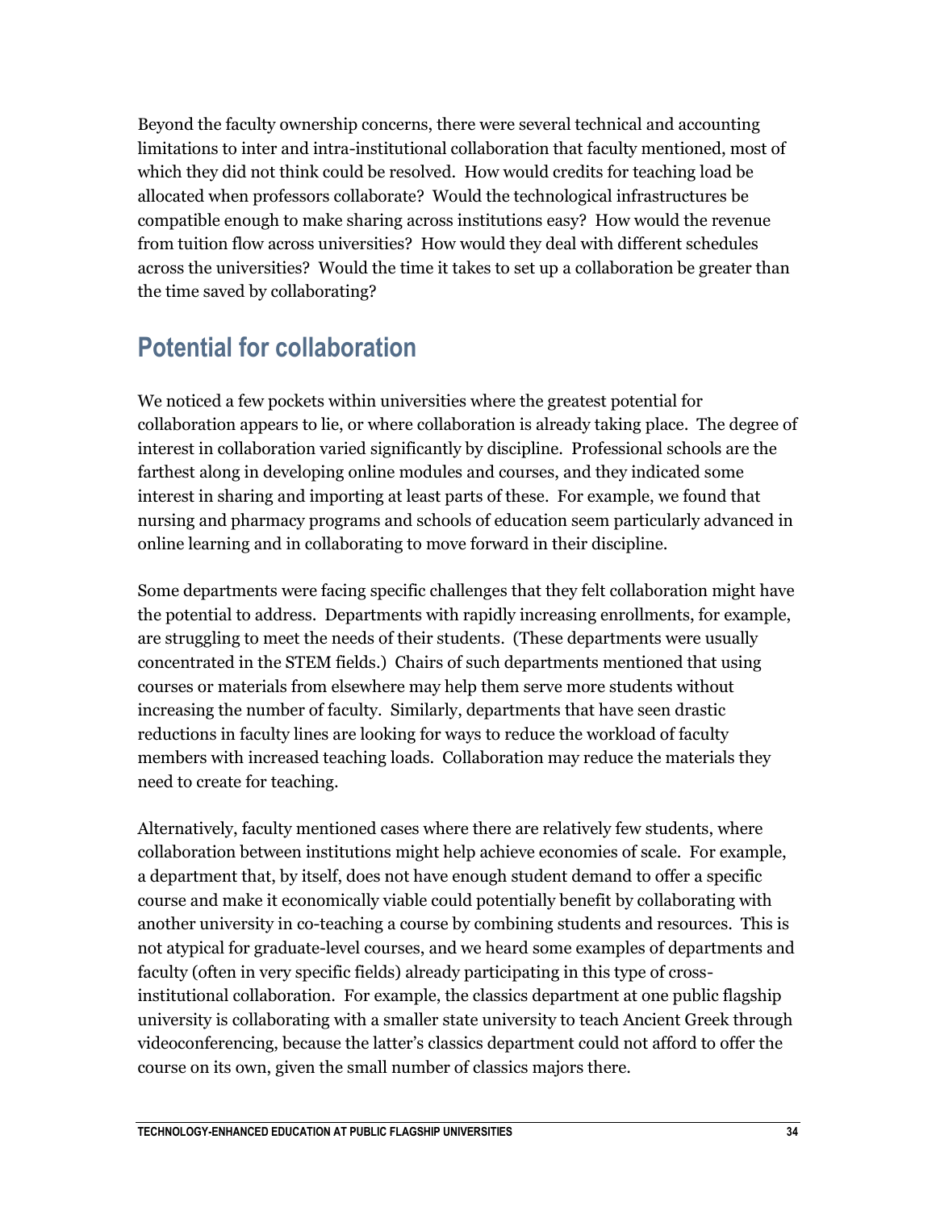Beyond the faculty ownership concerns, there were several technical and accounting limitations to inter and intra-institutional collaboration that faculty mentioned, most of which they did not think could be resolved. How would credits for teaching load be allocated when professors collaborate? Would the technological infrastructures be compatible enough to make sharing across institutions easy? How would the revenue from tuition flow across universities? How would they deal with different schedules across the universities? Would the time it takes to set up a collaboration be greater than the time saved by collaborating?

## Potential for collaboration

We noticed a few pockets within universities where the greatest potential for collaboration appears to lie, or where collaboration is already taking place. The degree of interest in collaboration varied significantly by discipline. Professional schools are the farthest along in developing online modules and courses, and they indicated some interest in sharing and importing at least parts of these. For example, we found that nursing and pharmacy programs and schools of education seem particularly advanced in online learning and in collaborating to move forward in their discipline.

Some departments were facing specific challenges that they felt collaboration might have the potential to address. Departments with rapidly increasing enrollments, for example, are struggling to meet the needs of their students. (These departments were usually concentrated in the STEM fields.) Chairs of such departments mentioned that using courses or materials from elsewhere may help them serve more students without increasing the number of faculty. Similarly, departments that have seen drastic reductions in faculty lines are looking for ways to reduce the workload of faculty members with increased teaching loads. Collaboration may reduce the materials they need to create for teaching.

Alternatively, faculty mentioned cases where there are relatively few students, where collaboration between institutions might help achieve economies of scale. For example, a department that, by itself, does not have enough student demand to offer a specific course and make it economically viable could potentially benefit by collaborating with another university in co-teaching a course by combining students and resources. This is not atypical for graduate-level courses, and we heard some examples of departments and faculty (often in very specific fields) already participating in this type of cross-institutional collaboration. For example, the classics department at one public flagship university is collaborating with a smaller state university to teach Ancient Greek through videoconferencing, because the latter's classics department could not afford to offer the course on its own, given the small number of classics majors there.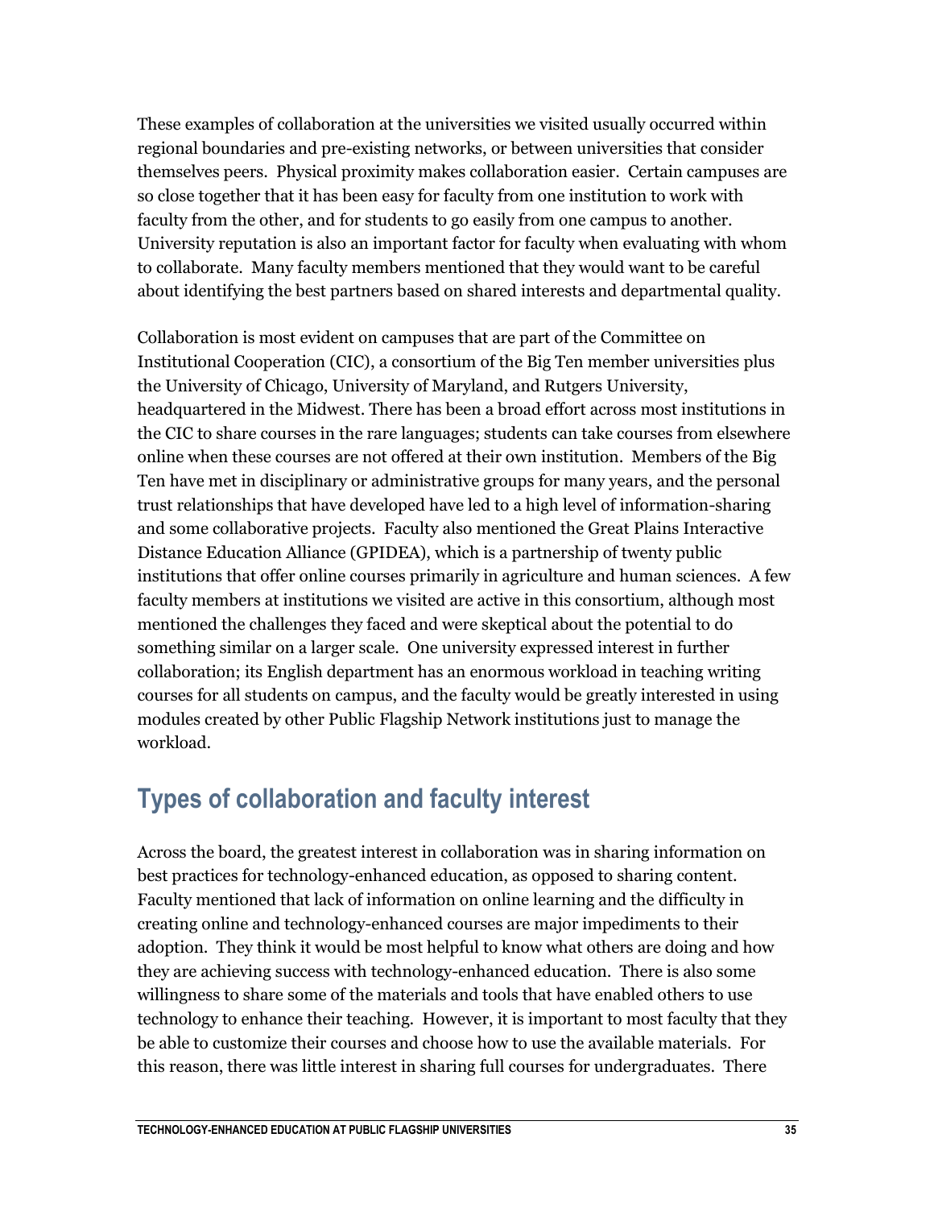These examples of collaboration at the universities we visited usually occurred within regional boundaries and pre-existing networks, or between universities that consider themselves peers. Physical proximity makes collaboration easier. Certain campuses are so close together that it has been easy for faculty from one institution to work with faculty from the other, and for students to go easily from one campus to another. University reputation is also an important factor for faculty when evaluating with whom to collaborate. Many faculty members mentioned that they would want to be careful about identifying the best partners based on shared interests and departmental quality.

Collaboration is most evident on campuses that are part of the Committee on Institutional Cooperation (CIC), a consortium of the Big Ten member universities plus the University of Chicago, University of Maryland, and Rutgers University, headquartered in the Midwest. There has been a broad effort across most institutions in the CIC to share courses in the rare languages; students can take courses from elsewhere online when these courses are not offered at their own institution. Members of the Big Ten have met in disciplinary or administrative groups for many years, and the personal trust relationships that have developed have led to a high level of information-sharing and some collaborative projects. Faculty also mentioned the Great Plains Interactive Distance Education Alliance (GPIDEA), which is a partnership of twenty public institutions that offer online courses primarily in agriculture and human sciences. A few faculty members at institutions we visited are active in this consortium, although most mentioned the challenges they faced and were skeptical about the potential to do something similar on a larger scale. One university expressed interest in further collaboration; its English department has an enormous workload in teaching writing courses for all students on campus, and the faculty would be greatly interested in using modules created by other Public Flagship Network institutions just to manage the workload.

## Types of collaboration and faculty interest

Across the board, the greatest interest in collaboration was in sharing information on best practices for technology-enhanced education, as opposed to sharing content. Faculty mentioned that lack of information on online learning and the difficulty in creating online and technology-enhanced courses are major impediments to their adoption. They think it would be most helpful to know what others are doing and how they are achieving success with technology-enhanced education. There is also some willingness to share some of the materials and tools that have enabled others to use technology to enhance their teaching. However, it is important to most faculty that they be able to customize their courses and choose how to use the available materials. For this reason, there was little interest in sharing full courses for undergraduates. There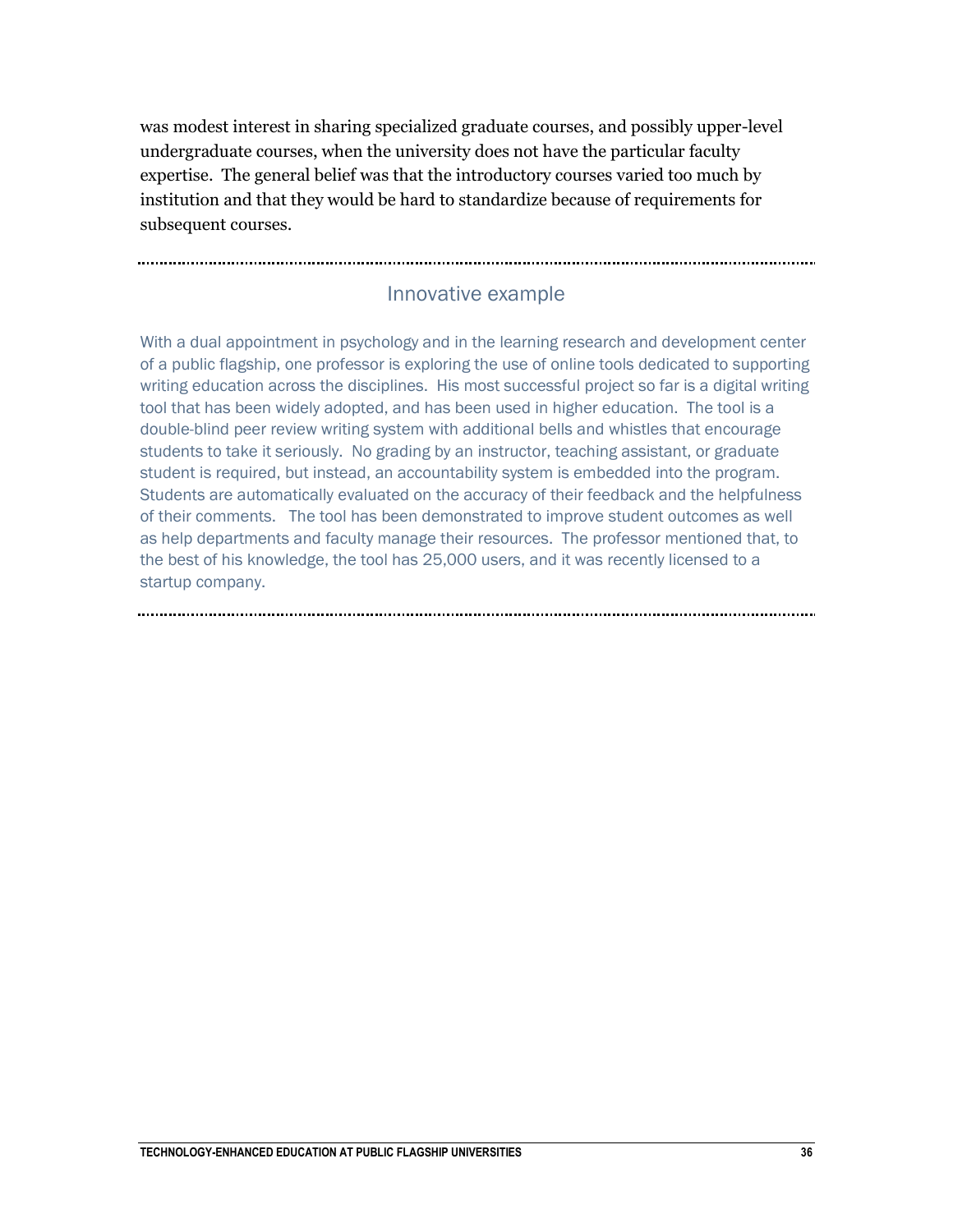was modest interest in sharing specialized graduate courses, and possibly upper-level undergraduate courses, when the university does not have the particular faculty expertise. The general belief was that the introductory courses varied too much by institution and that they would be hard to standardize because of requirements for subsequent courses.

---

### Innovative example

With a dual appointment in psychology and in the learning research and development center of a public flagship, one professor is exploring the use of online tools dedicated to supporting writing education across the disciplines. His most successful project so far is a digital writing tool that has been widely adopted, and has been used in higher education. The tool is a double-blind peer review writing system with additional bells and whistles that encourage students to take it seriously. No grading by an instructor, teaching assistant, or graduate student is required, but instead, an accountability system is embedded into the program. Students are automatically evaluated on the accuracy of their feedback and the helpfulness of their comments. The tool has been demonstrated to improve student outcomes as well as help departments and faculty manage their resources. The professor mentioned that, to the best of his knowledge, the tool has 25,000 users, and it was recently licensed to a startup company.

---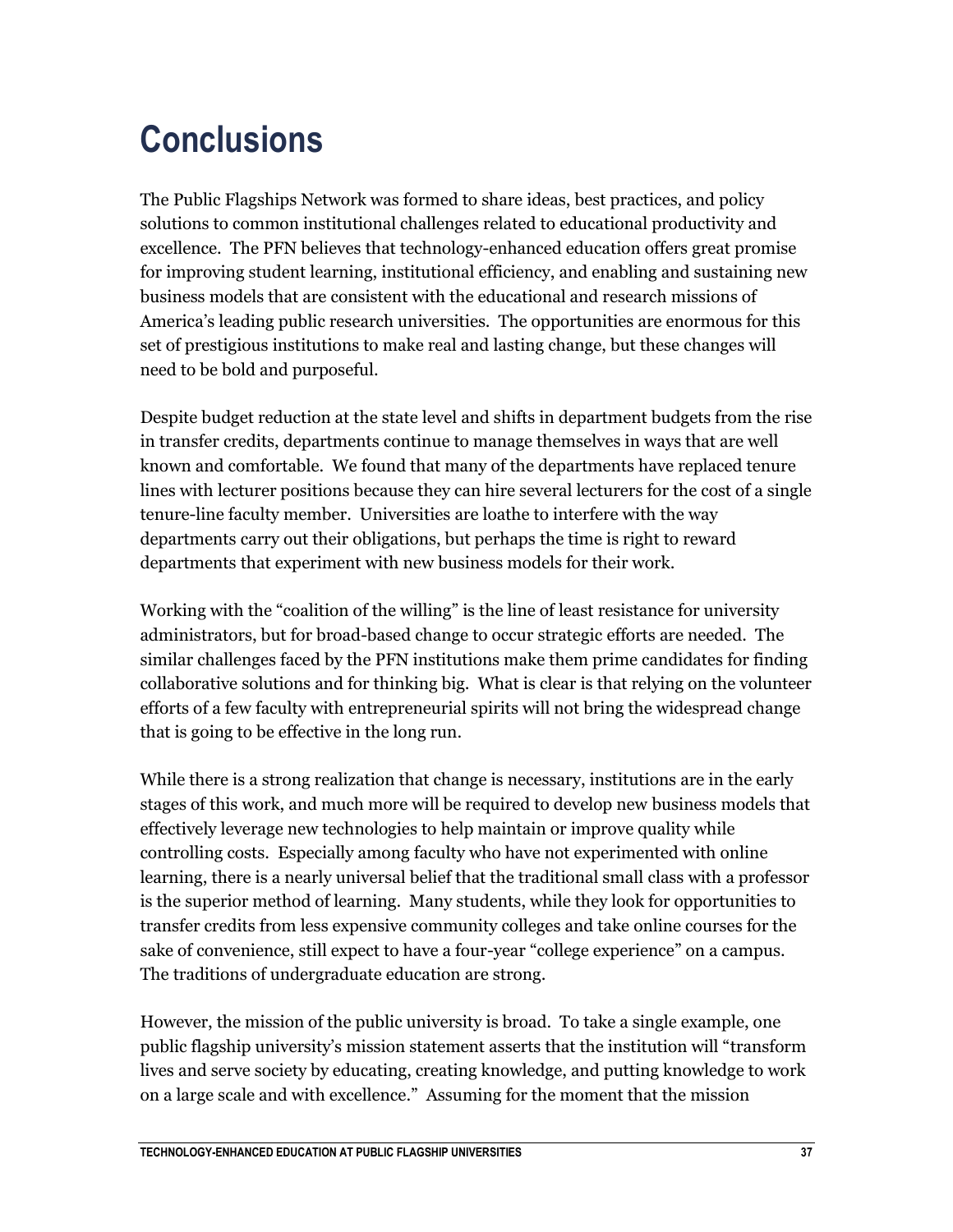# Conclusions

The Public Flagships Network was formed to share ideas, best practices, and policy solutions to common institutional challenges related to educational productivity and excellence. The PFN believes that technology-enhanced education offers great promise for improving student learning, institutional efficiency, and enabling and sustaining new business models that are consistent with the educational and research missions of America's leading public research universities. The opportunities are enormous for this set of prestigious institutions to make real and lasting change, but these changes will need to be bold and purposeful.

Despite budget reduction at the state level and shifts in department budgets from the rise in transfer credits, departments continue to manage themselves in ways that are well known and comfortable. We found that many of the departments have replaced tenure lines with lecturer positions because they can hire several lecturers for the cost of a single tenure-line faculty member. Universities are loathe to interfere with the way departments carry out their obligations, but perhaps the time is right to reward departments that experiment with new business models for their work.

Working with the "coalition of the willing" is the line of least resistance for university administrators, but for broad-based change to occur strategic efforts are needed. The similar challenges faced by the PFN institutions make them prime candidates for finding collaborative solutions and for thinking big. What is clear is that relying on the volunteer efforts of a few faculty with entrepreneurial spirits will not bring the widespread change that is going to be effective in the long run.

While there is a strong realization that change is necessary, institutions are in the early stages of this work, and much more will be required to develop new business models that effectively leverage new technologies to help maintain or improve quality while controlling costs. Especially among faculty who have not experimented with online learning, there is a nearly universal belief that the traditional small class with a professor is the superior method of learning. Many students, while they look for opportunities to transfer credits from less expensive community colleges and take online courses for the sake of convenience, still expect to have a four-year "college experience" on a campus. The traditions of undergraduate education are strong.

However, the mission of the public university is broad. To take a single example, one public flagship university's mission statement asserts that the institution will "transform lives and serve society by educating, creating knowledge, and putting knowledge to work on a large scale and with excellence." Assuming for the moment that the mission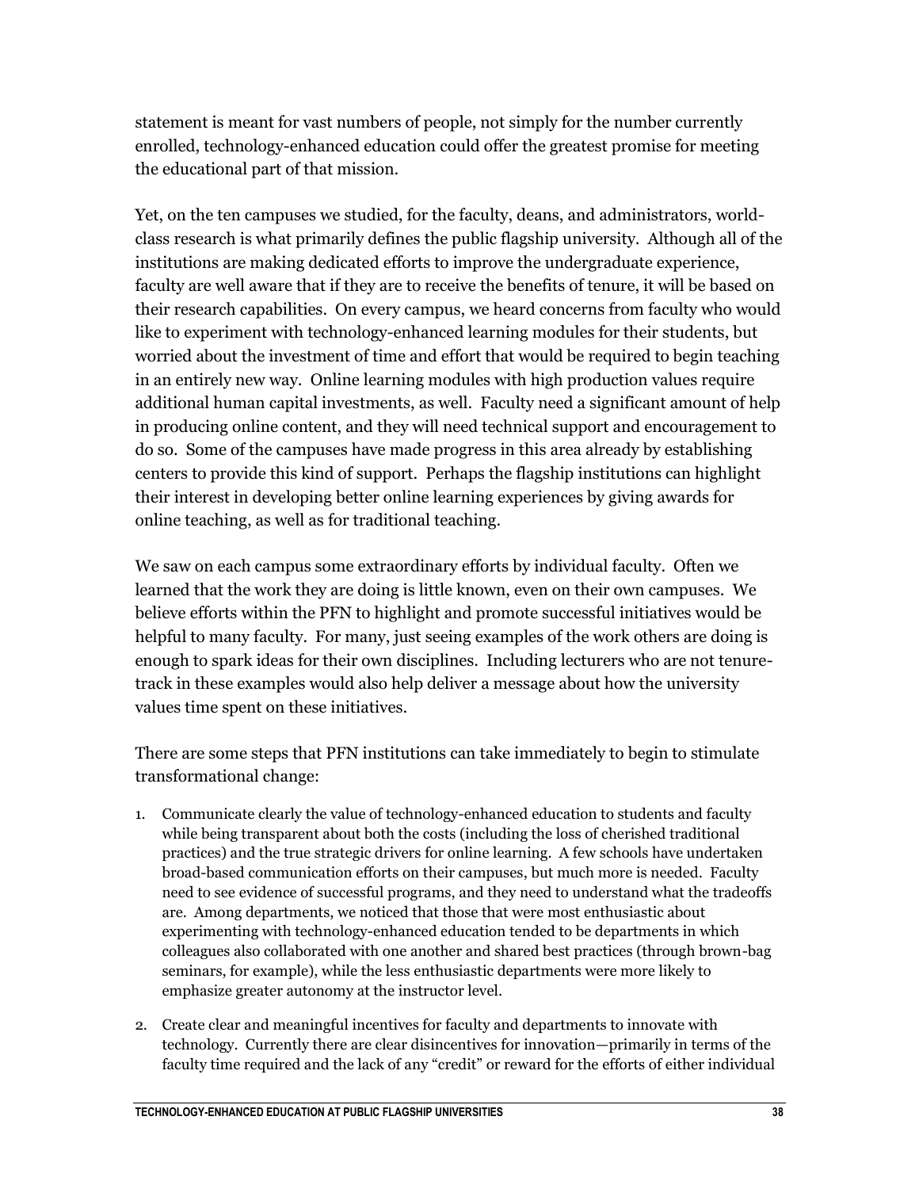statement is meant for vast numbers of people, not simply for the number currently enrolled, technology-enhanced education could offer the greatest promise for meeting the educational part of that mission.

Yet, on the ten campuses we studied, for the faculty, deans, and administrators, world-class research is what primarily defines the public flagship university. Although all of the institutions are making dedicated efforts to improve the undergraduate experience, faculty are well aware that if they are to receive the benefits of tenure, it will be based on their research capabilities. On every campus, we heard concerns from faculty who would like to experiment with technology-enhanced learning modules for their students, but worried about the investment of time and effort that would be required to begin teaching in an entirely new way. Online learning modules with high production values require additional human capital investments, as well. Faculty need a significant amount of help in producing online content, and they will need technical support and encouragement to do so. Some of the campuses have made progress in this area already by establishing centers to provide this kind of support. Perhaps the flagship institutions can highlight their interest in developing better online learning experiences by giving awards for online teaching, as well as for traditional teaching.

We saw on each campus some extraordinary efforts by individual faculty. Often we learned that the work they are doing is little known, even on their own campuses. We believe efforts within the PFN to highlight and promote successful initiatives would be helpful to many faculty. For many, just seeing examples of the work others are doing is enough to spark ideas for their own disciplines. Including lecturers who are not tenure-track in these examples would also help deliver a message about how the university values time spent on these initiatives.

There are some steps that PFN institutions can take immediately to begin to stimulate transformational change:

1. Communicate clearly the value of technology-enhanced education to students and faculty while being transparent about both the costs (including the loss of cherished traditional practices) and the true strategic drivers for online learning. A few schools have undertaken broad-based communication efforts on their campuses, but much more is needed. Faculty need to see evidence of successful programs, and they need to understand what the tradeoffs are. Among departments, we noticed that those that were most enthusiastic about experimenting with technology-enhanced education tended to be departments in which colleagues also collaborated with one another and shared best practices (through brown-bag seminars, for example), while the less enthusiastic departments were more likely to emphasize greater autonomy at the instructor level.

2. Create clear and meaningful incentives for faculty and departments to innovate with technology. Currently there are clear disincentives for innovation—primarily in terms of the faculty time required and the lack of any "credit" or reward for the efforts of either individual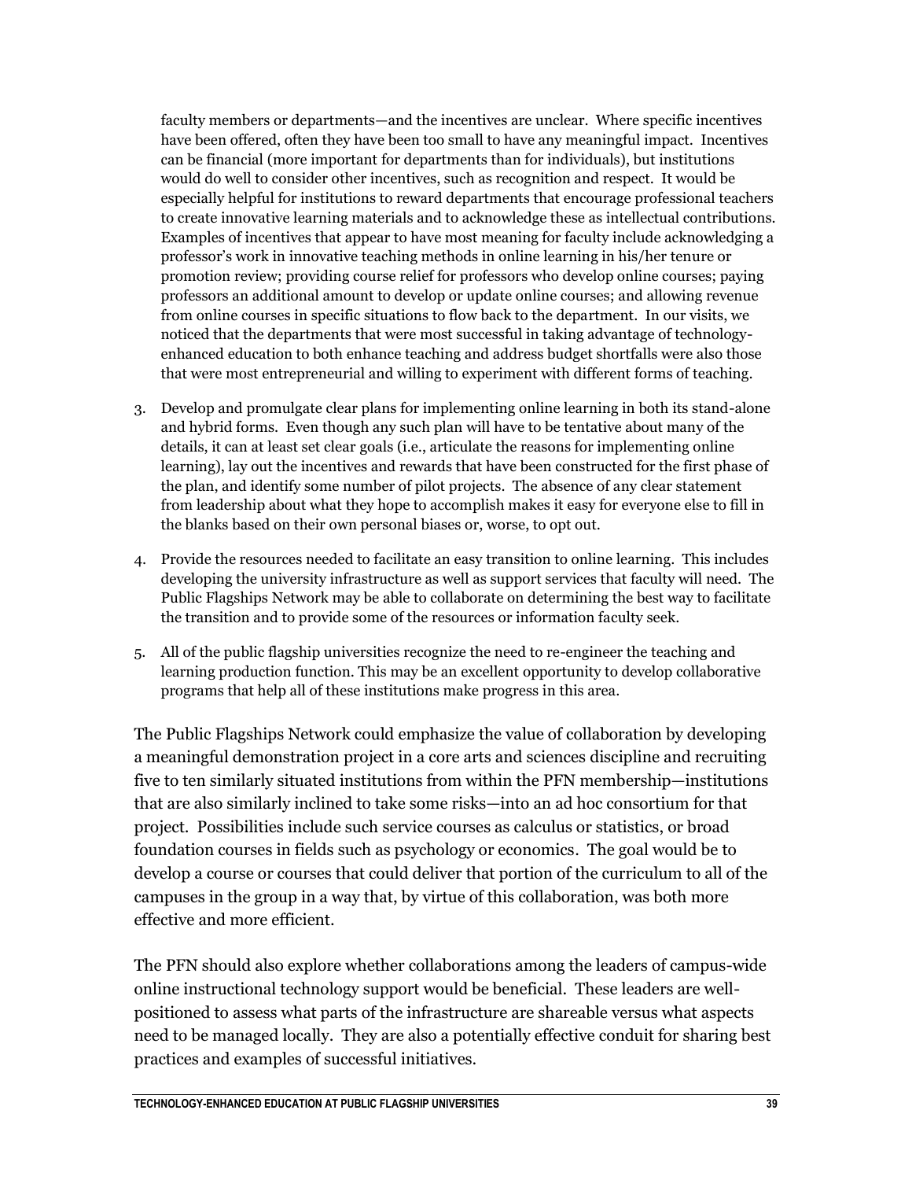faculty members or departments—and the incentives are unclear. Where specific incentives have been offered, often they have been too small to have any meaningful impact. Incentives can be financial (more important for departments than for individuals), but institutions would do well to consider other incentives, such as recognition and respect. It would be especially helpful for institutions to reward departments that encourage professional teachers to create innovative learning materials and to acknowledge these as intellectual contributions. Examples of incentives that appear to have most meaning for faculty include acknowledging a professor's work in innovative teaching methods in online learning in his/her tenure or promotion review; providing course relief for professors who develop online courses; paying professors an additional amount to develop or update online courses; and allowing revenue from online courses in specific situations to flow back to the department. In our visits, we noticed that the departments that were most successful in taking advantage of technology-enhanced education to both enhance teaching and address budget shortfalls were also those that were most entrepreneurial and willing to experiment with different forms of teaching.

3. Develop and promulgate clear plans for implementing online learning in both its stand-alone and hybrid forms. Even though any such plan will have to be tentative about many of the details, it can at least set clear goals (i.e., articulate the reasons for implementing online learning), lay out the incentives and rewards that have been constructed for the first phase of the plan, and identify some number of pilot projects. The absence of any clear statement from leadership about what they hope to accomplish makes it easy for everyone else to fill in the blanks based on their own personal biases or, worse, to opt out.

4. Provide the resources needed to facilitate an easy transition to online learning. This includes developing the university infrastructure as well as support services that faculty will need. The Public Flagships Network may be able to collaborate on determining the best way to facilitate the transition and to provide some of the resources or information faculty seek.

5. All of the public flagship universities recognize the need to re-engineer the teaching and learning production function. This may be an excellent opportunity to develop collaborative programs that help all of these institutions make progress in this area.

The Public Flagships Network could emphasize the value of collaboration by developing a meaningful demonstration project in a core arts and sciences discipline and recruiting five to ten similarly situated institutions from within the PFN membership—institutions that are also similarly inclined to take some risks—into an ad hoc consortium for that project. Possibilities include such service courses as calculus or statistics, or broad foundation courses in fields such as psychology or economics. The goal would be to develop a course or courses that could deliver that portion of the curriculum to all of the campuses in the group in a way that, by virtue of this collaboration, was both more effective and more efficient.

The PFN should also explore whether collaborations among the leaders of campus-wide online instructional technology support would be beneficial. These leaders are well-positioned to assess what parts of the infrastructure are shareable versus what aspects need to be managed locally. They are also a potentially effective conduit for sharing best practices and examples of successful initiatives.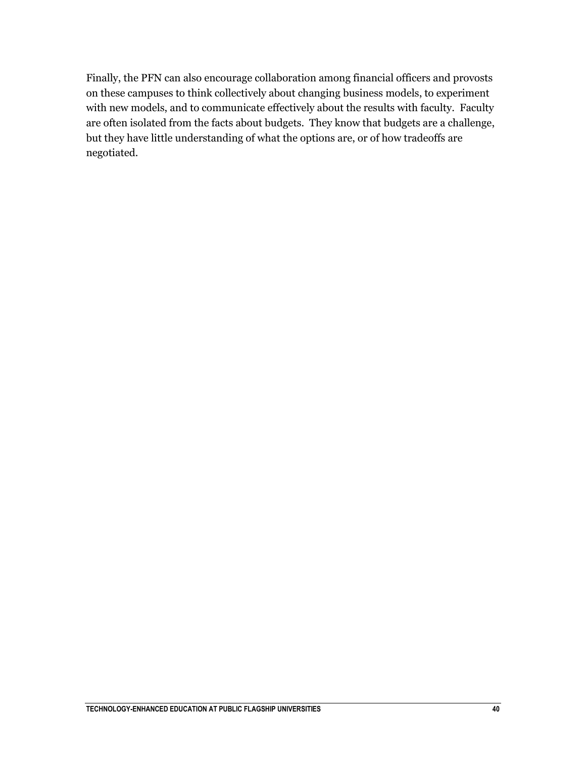Finally, the PFN can also encourage collaboration among financial officers and provosts on these campuses to think collectively about changing business models, to experiment with new models, and to communicate effectively about the results with faculty. Faculty are often isolated from the facts about budgets. They know that budgets are a challenge, but they have little understanding of what the options are, or of how tradeoffs are negotiated.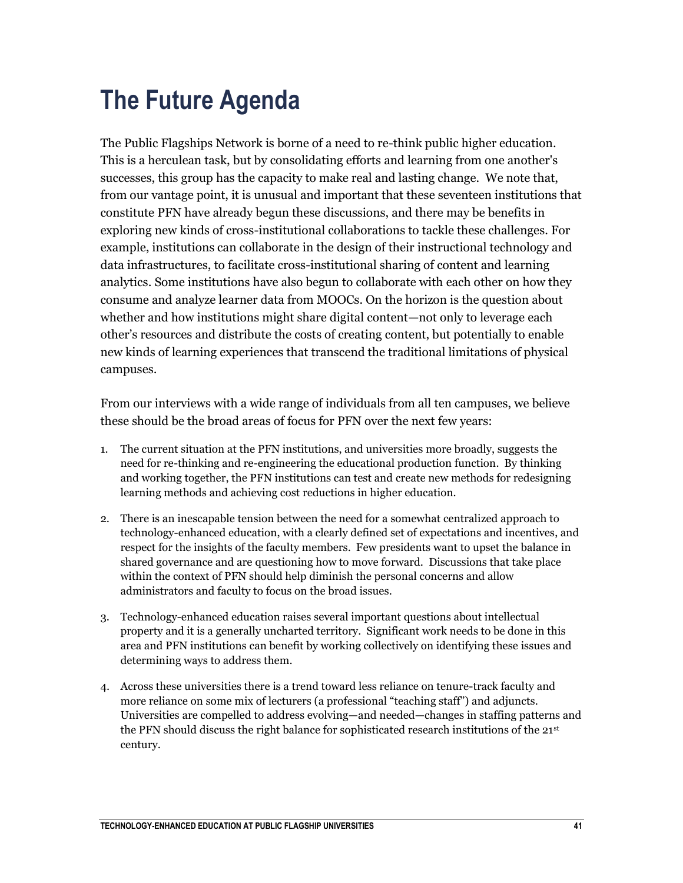# The Future Agenda

The Public Flagships Network is borne of a need to re-think public higher education. This is a herculean task, but by consolidating efforts and learning from one another's successes, this group has the capacity to make real and lasting change. We note that, from our vantage point, it is unusual and important that these seventeen institutions that constitute PFN have already begun these discussions, and there may be benefits in exploring new kinds of cross-institutional collaborations to tackle these challenges. For example, institutions can collaborate in the design of their instructional technology and data infrastructures, to facilitate cross-institutional sharing of content and learning analytics. Some institutions have also begun to collaborate with each other on how they consume and analyze learner data from MOOCs. On the horizon is the question about whether and how institutions might share digital content—not only to leverage each other's resources and distribute the costs of creating content, but potentially to enable new kinds of learning experiences that transcend the traditional limitations of physical campuses.

From our interviews with a wide range of individuals from all ten campuses, we believe these should be the broad areas of focus for PFN over the next few years:

1. The current situation at the PFN institutions, and universities more broadly, suggests the need for re-thinking and re-engineering the educational production function. By thinking and working together, the PFN institutions can test and create new methods for redesigning learning methods and achieving cost reductions in higher education.

2. There is an inescapable tension between the need for a somewhat centralized approach to technology-enhanced education, with a clearly defined set of expectations and incentives, and respect for the insights of the faculty members. Few presidents want to upset the balance in shared governance and are questioning how to move forward. Discussions that take place within the context of PFN should help diminish the personal concerns and allow administrators and faculty to focus on the broad issues.

3. Technology-enhanced education raises several important questions about intellectual property and it is a generally uncharted territory. Significant work needs to be done in this area and PFN institutions can benefit by working collectively on identifying these issues and determining ways to address them.

4. Across these universities there is a trend toward less reliance on tenure-track faculty and more reliance on some mix of lecturers (a professional "teaching staff") and adjuncts. Universities are compelled to address evolving—and needed—changes in staffing patterns and the PFN should discuss the right balance for sophisticated research institutions of the 21st century.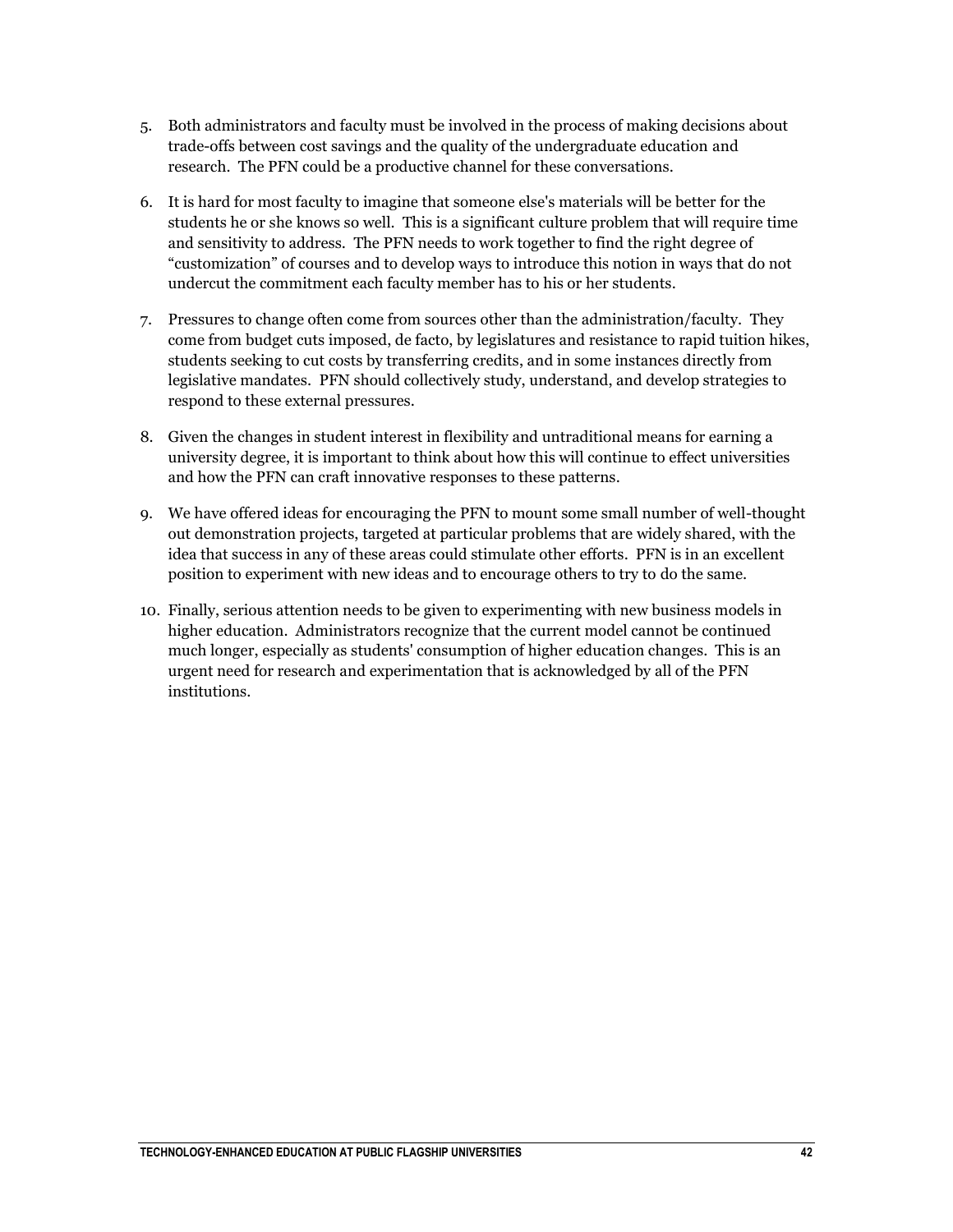5. Both administrators and faculty must be involved in the process of making decisions about trade-offs between cost savings and the quality of the undergraduate education and research. The PFN could be a productive channel for these conversations.

6. It is hard for most faculty to imagine that someone else's materials will be better for the students he or she knows so well. This is a significant culture problem that will require time and sensitivity to address. The PFN needs to work together to find the right degree of "customization" of courses and to develop ways to introduce this notion in ways that do not undercut the commitment each faculty member has to his or her students.

7. Pressures to change often come from sources other than the administration/faculty. They come from budget cuts imposed, de facto, by legislatures and resistance to rapid tuition hikes, students seeking to cut costs by transferring credits, and in some instances directly from legislative mandates. PFN should collectively study, understand, and develop strategies to respond to these external pressures.

8. Given the changes in student interest in flexibility and untraditional means for earning a university degree, it is important to think about how this will continue to effect universities and how the PFN can craft innovative responses to these patterns.

9. We have offered ideas for encouraging the PFN to mount some small number of well-thought out demonstration projects, targeted at particular problems that are widely shared, with the idea that success in any of these areas could stimulate other efforts. PFN is in an excellent position to experiment with new ideas and to encourage others to try to do the same.

10. Finally, serious attention needs to be given to experimenting with new business models in higher education. Administrators recognize that the current model cannot be continued much longer, especially as students' consumption of higher education changes. This is an urgent need for research and experimentation that is acknowledged by all of the PFN institutions.